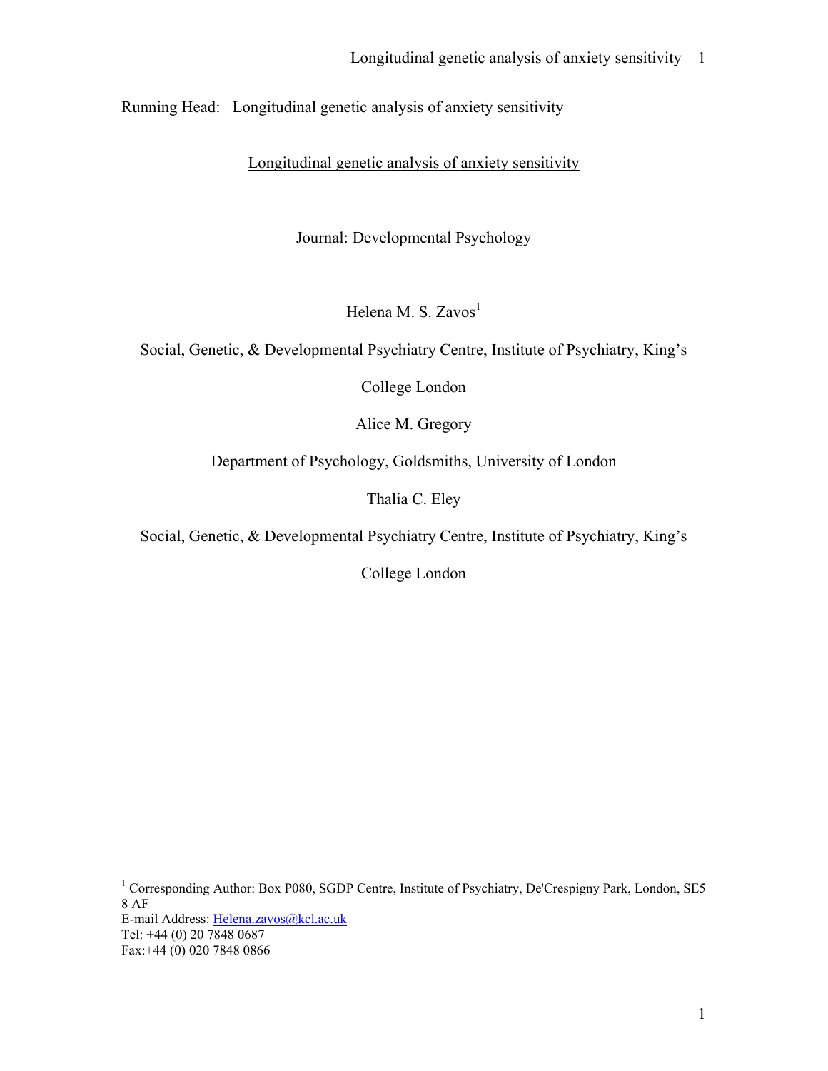Running Head: Longitudinal genetic analysis of anxiety sensitivity

# Longitudinal genetic analysis of anxiety sensitivity

Journal: Developmental Psychology

Helena M. S. Zavos[1]

Social, Genetic, & Developmental Psychiatry Centre, Institute of Psychiatry, King's College London

Alice M. Gregory

Department of Psychology, Goldsmiths, University of London

Thalia C. Eley

Social, Genetic, & Developmental Psychiatry Centre, Institute of Psychiatry, King's College London

[1] Corresponding Author: Box P080, SGDP Centre, Institute of Psychiatry, De'Crespigny Park, London, SE5 8 AF
E-mail Address: Helena.zavos@kcl.ac.uk
Tel: +44 (0) 20 7848 0687
Fax:+44 (0) 020 7848 0866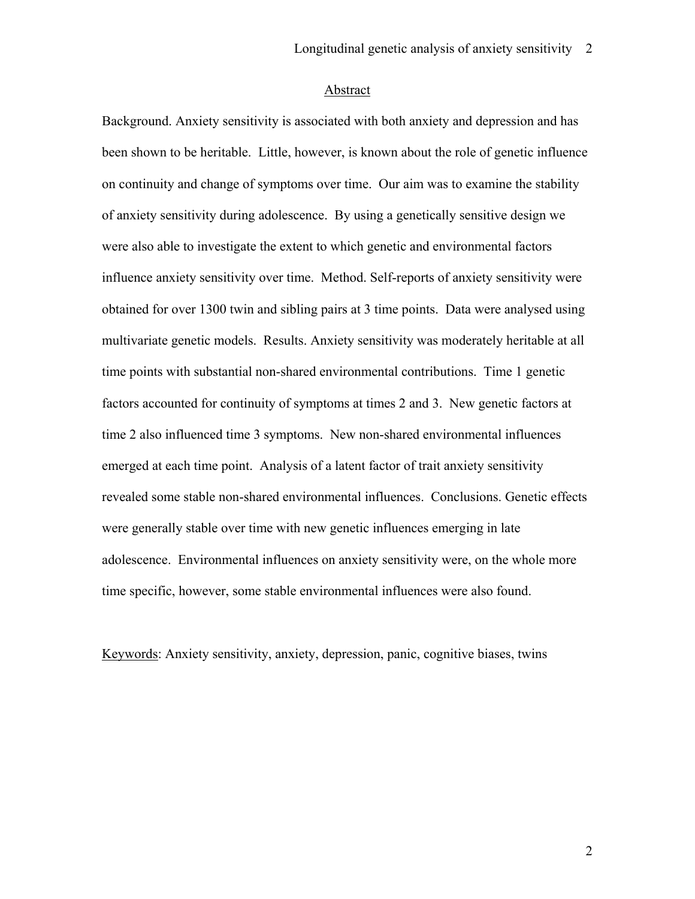## Abstract

Background. Anxiety sensitivity is associated with both anxiety and depression and has been shown to be heritable. Little, however, is known about the role of genetic influence on continuity and change of symptoms over time. Our aim was to examine the stability of anxiety sensitivity during adolescence. By using a genetically sensitive design we were also able to investigate the extent to which genetic and environmental factors influence anxiety sensitivity over time. Method. Self-reports of anxiety sensitivity were obtained for over 1300 twin and sibling pairs at 3 time points. Data were analysed using multivariate genetic models. Results. Anxiety sensitivity was moderately heritable at all time points with substantial non-shared environmental contributions. Time 1 genetic factors accounted for continuity of symptoms at times 2 and 3. New genetic factors at time 2 also influenced time 3 symptoms. New non-shared environmental influences emerged at each time point. Analysis of a latent factor of trait anxiety sensitivity revealed some stable non-shared environmental influences. Conclusions. Genetic effects were generally stable over time with new genetic influences emerging in late adolescence. Environmental influences on anxiety sensitivity were, on the whole more time specific, however, some stable environmental influences were also found.

Keywords: Anxiety sensitivity, anxiety, depression, panic, cognitive biases, twins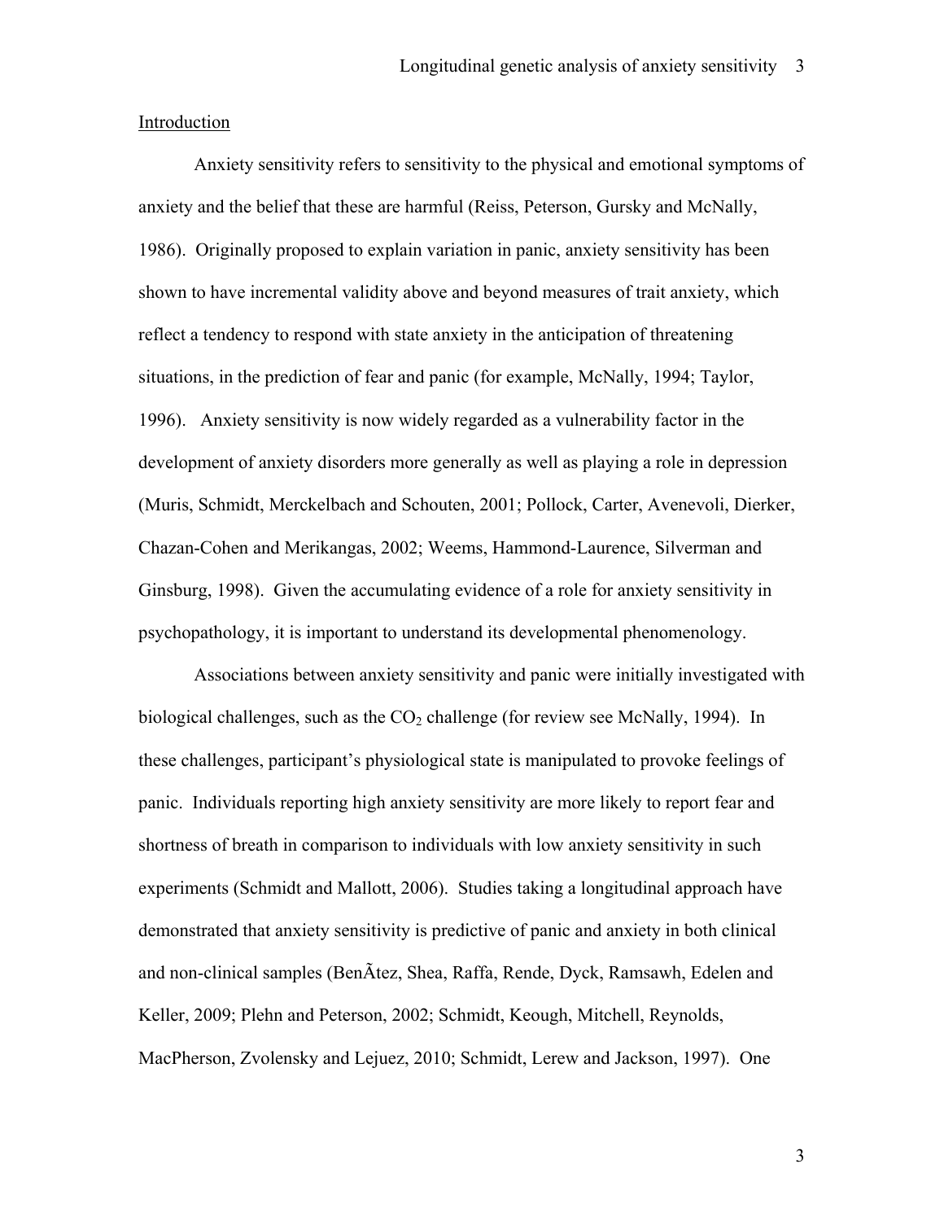Introduction

Anxiety sensitivity refers to sensitivity to the physical and emotional symptoms of anxiety and the belief that these are harmful (Reiss, Peterson, Gursky and McNally, 1986). Originally proposed to explain variation in panic, anxiety sensitivity has been shown to have incremental validity above and beyond measures of trait anxiety, which reflect a tendency to respond with state anxiety in the anticipation of threatening situations, in the prediction of fear and panic (for example, McNally, 1994; Taylor, 1996). Anxiety sensitivity is now widely regarded as a vulnerability factor in the development of anxiety disorders more generally as well as playing a role in depression (Muris, Schmidt, Merckelbach and Schouten, 2001; Pollock, Carter, Avenevoli, Dierker, Chazan-Cohen and Merikangas, 2002; Weems, Hammond-Laurence, Silverman and Ginsburg, 1998). Given the accumulating evidence of a role for anxiety sensitivity in psychopathology, it is important to understand its developmental phenomenology.

Associations between anxiety sensitivity and panic were initially investigated with biological challenges, such as the $CO_2$ challenge (for review see McNally, 1994). In these challenges, participant's physiological state is manipulated to provoke feelings of panic. Individuals reporting high anxiety sensitivity are more likely to report fear and shortness of breath in comparison to individuals with low anxiety sensitivity in such experiments (Schmidt and Mallott, 2006). Studies taking a longitudinal approach have demonstrated that anxiety sensitivity is predictive of panic and anxiety in both clinical and non-clinical samples (BenÃtez, Shea, Raffa, Rende, Dyck, Ramsawh, Edelen and Keller, 2009; Plehn and Peterson, 2002; Schmidt, Keough, Mitchell, Reynolds, MacPherson, Zvolensky and Lejuez, 2010; Schmidt, Lerew and Jackson, 1997). One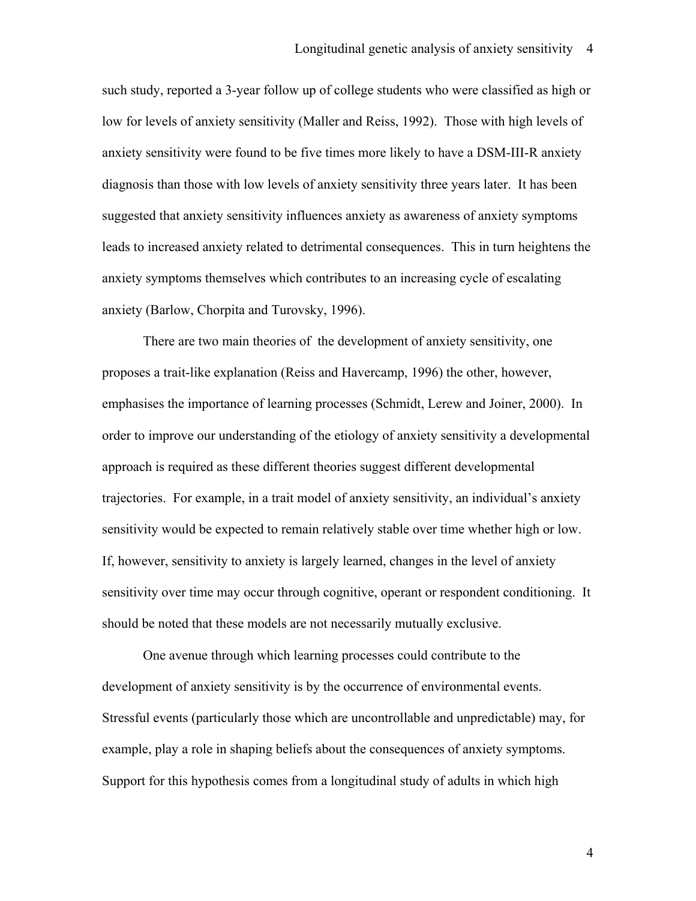such study, reported a 3-year follow up of college students who were classified as high or low for levels of anxiety sensitivity (Maller and Reiss, 1992). Those with high levels of anxiety sensitivity were found to be five times more likely to have a DSM-III-R anxiety diagnosis than those with low levels of anxiety sensitivity three years later. It has been suggested that anxiety sensitivity influences anxiety as awareness of anxiety symptoms leads to increased anxiety related to detrimental consequences. This in turn heightens the anxiety symptoms themselves which contributes to an increasing cycle of escalating anxiety (Barlow, Chorpita and Turovsky, 1996).

There are two main theories of the development of anxiety sensitivity, one proposes a trait-like explanation (Reiss and Havercamp, 1996) the other, however, emphasises the importance of learning processes (Schmidt, Lerew and Joiner, 2000). In order to improve our understanding of the etiology of anxiety sensitivity a developmental approach is required as these different theories suggest different developmental trajectories. For example, in a trait model of anxiety sensitivity, an individual's anxiety sensitivity would be expected to remain relatively stable over time whether high or low. If, however, sensitivity to anxiety is largely learned, changes in the level of anxiety sensitivity over time may occur through cognitive, operant or respondent conditioning. It should be noted that these models are not necessarily mutually exclusive.

One avenue through which learning processes could contribute to the development of anxiety sensitivity is by the occurrence of environmental events. Stressful events (particularly those which are uncontrollable and unpredictable) may, for example, play a role in shaping beliefs about the consequences of anxiety symptoms. Support for this hypothesis comes from a longitudinal study of adults in which high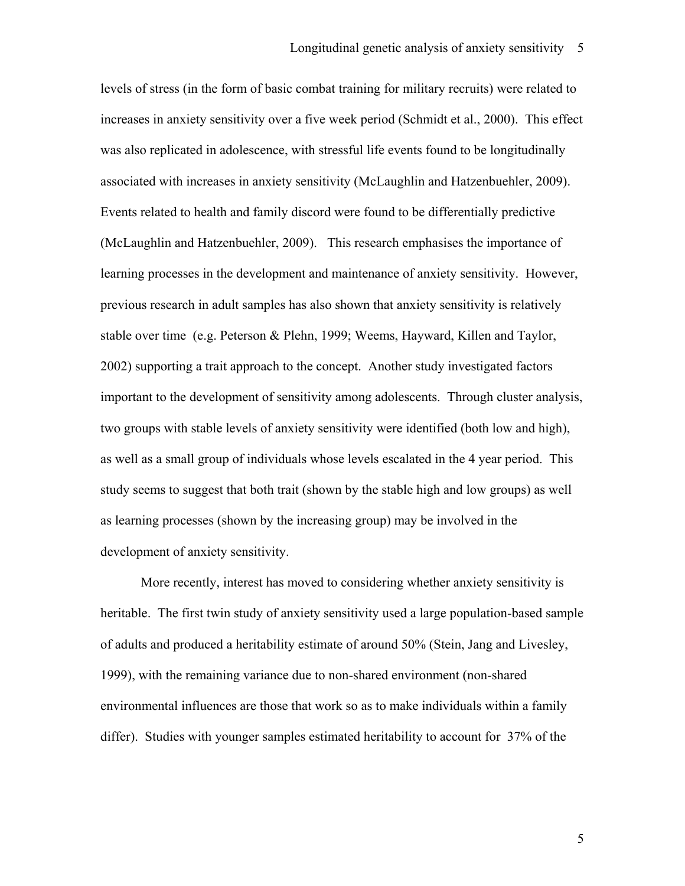levels of stress (in the form of basic combat training for military recruits) were related to increases in anxiety sensitivity over a five week period (Schmidt et al., 2000). This effect was also replicated in adolescence, with stressful life events found to be longitudinally associated with increases in anxiety sensitivity (McLaughlin and Hatzenbuehler, 2009). Events related to health and family discord were found to be differentially predictive (McLaughlin and Hatzenbuehler, 2009). This research emphasises the importance of learning processes in the development and maintenance of anxiety sensitivity. However, previous research in adult samples has also shown that anxiety sensitivity is relatively stable over time (e.g. Peterson & Plehn, 1999; Weems, Hayward, Killen and Taylor, 2002) supporting a trait approach to the concept. Another study investigated factors important to the development of sensitivity among adolescents. Through cluster analysis, two groups with stable levels of anxiety sensitivity were identified (both low and high), as well as a small group of individuals whose levels escalated in the 4 year period. This study seems to suggest that both trait (shown by the stable high and low groups) as well as learning processes (shown by the increasing group) may be involved in the development of anxiety sensitivity.

More recently, interest has moved to considering whether anxiety sensitivity is heritable. The first twin study of anxiety sensitivity used a large population-based sample of adults and produced a heritability estimate of around 50% (Stein, Jang and Livesley, 1999), with the remaining variance due to non-shared environment (non-shared environmental influences are those that work so as to make individuals within a family differ). Studies with younger samples estimated heritability to account for 37% of the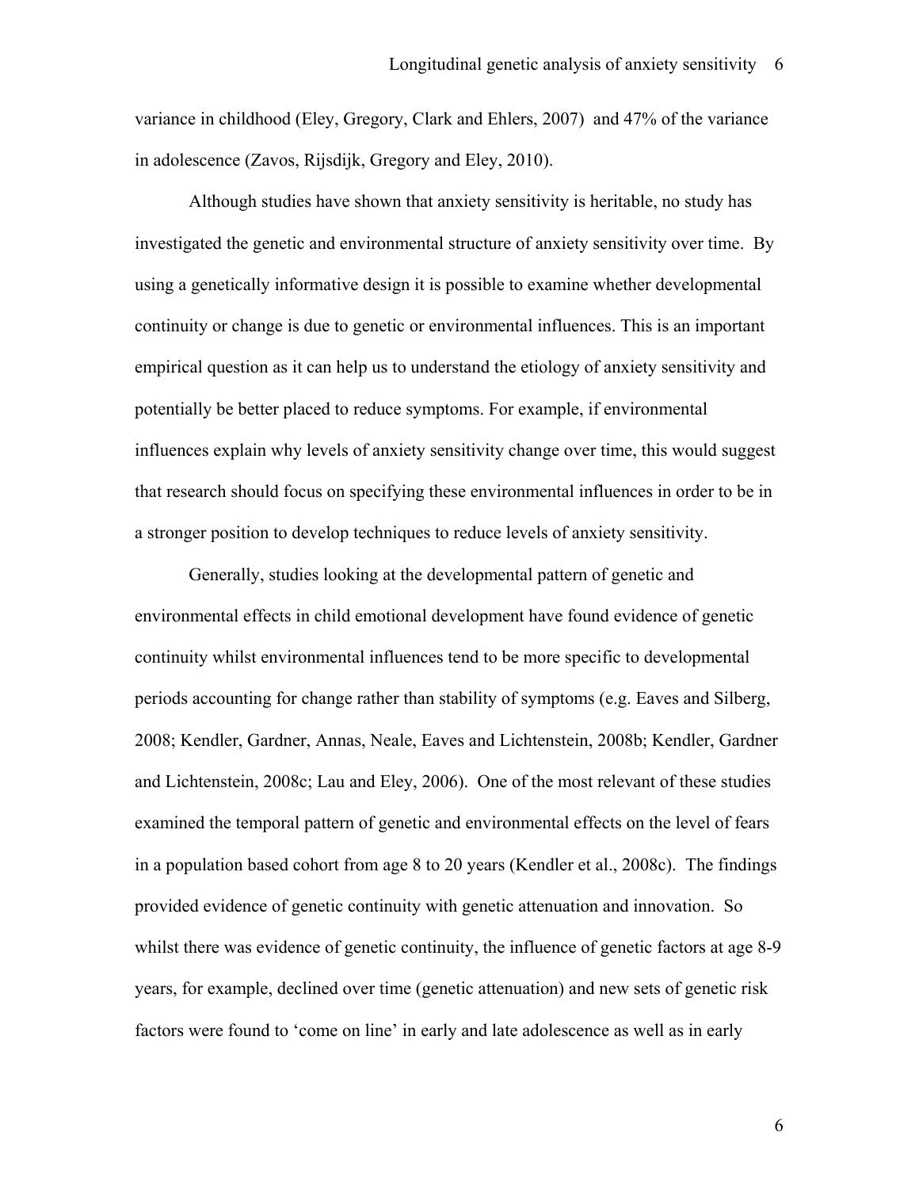variance in childhood (Eley, Gregory, Clark and Ehlers, 2007) and 47% of the variance in adolescence (Zavos, Rijsdijk, Gregory and Eley, 2010).

Although studies have shown that anxiety sensitivity is heritable, no study has investigated the genetic and environmental structure of anxiety sensitivity over time. By using a genetically informative design it is possible to examine whether developmental continuity or change is due to genetic or environmental influences. This is an important empirical question as it can help us to understand the etiology of anxiety sensitivity and potentially be better placed to reduce symptoms. For example, if environmental influences explain why levels of anxiety sensitivity change over time, this would suggest that research should focus on specifying these environmental influences in order to be in a stronger position to develop techniques to reduce levels of anxiety sensitivity.

Generally, studies looking at the developmental pattern of genetic and environmental effects in child emotional development have found evidence of genetic continuity whilst environmental influences tend to be more specific to developmental periods accounting for change rather than stability of symptoms (e.g. Eaves and Silberg, 2008; Kendler, Gardner, Annas, Neale, Eaves and Lichtenstein, 2008b; Kendler, Gardner and Lichtenstein, 2008c; Lau and Eley, 2006). One of the most relevant of these studies examined the temporal pattern of genetic and environmental effects on the level of fears in a population based cohort from age 8 to 20 years (Kendler et al., 2008c). The findings provided evidence of genetic continuity with genetic attenuation and innovation. So whilst there was evidence of genetic continuity, the influence of genetic factors at age 8-9 years, for example, declined over time (genetic attenuation) and new sets of genetic risk factors were found to 'come on line' in early and late adolescence as well as in early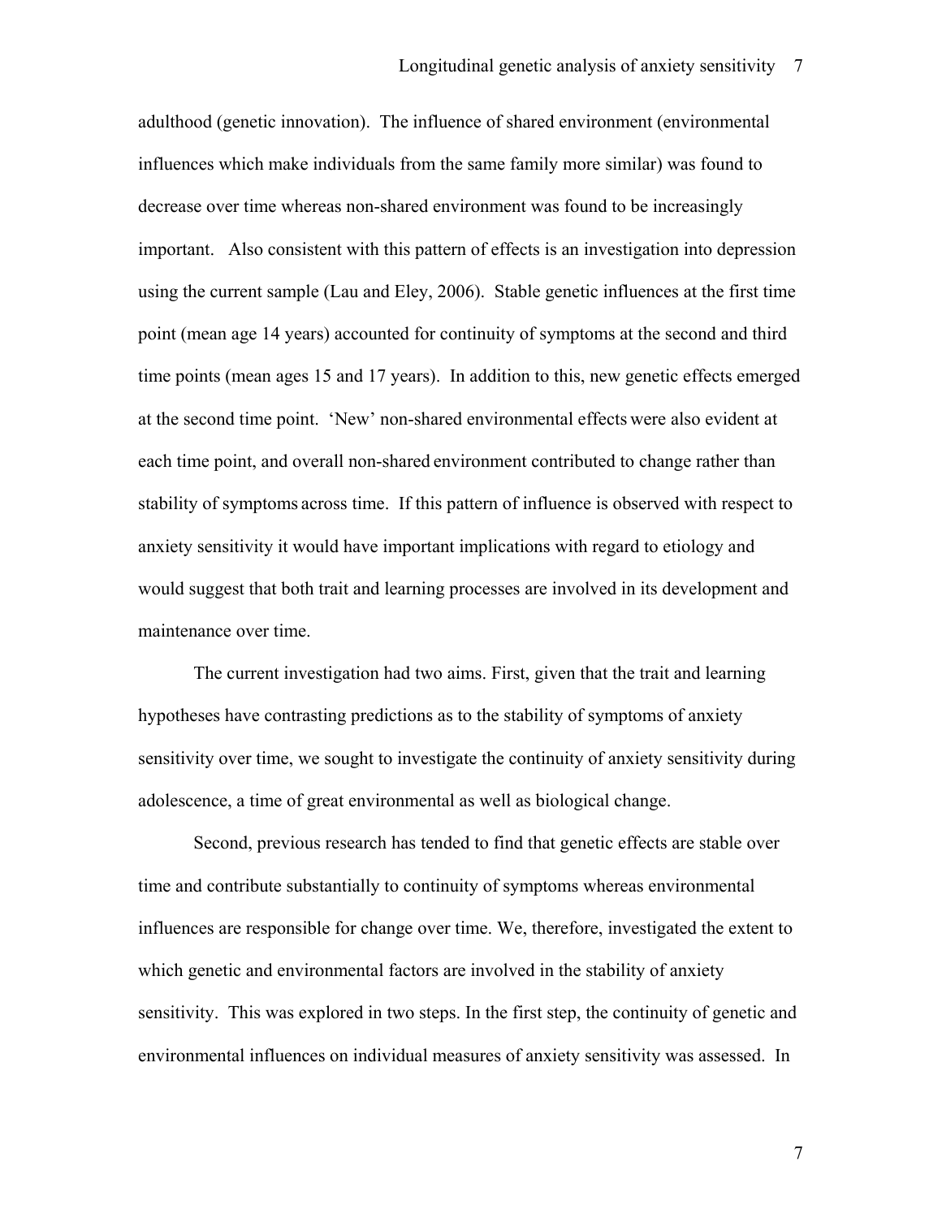adulthood (genetic innovation). The influence of shared environment (environmental influences which make individuals from the same family more similar) was found to decrease over time whereas non-shared environment was found to be increasingly important. Also consistent with this pattern of effects is an investigation into depression using the current sample (Lau and Eley, 2006). Stable genetic influences at the first time point (mean age 14 years) accounted for continuity of symptoms at the second and third time points (mean ages 15 and 17 years). In addition to this, new genetic effects emerged at the second time point. 'New' non-shared environmental effects were also evident at each time point, and overall non-shared environment contributed to change rather than stability of symptoms across time. If this pattern of influence is observed with respect to anxiety sensitivity it would have important implications with regard to etiology and would suggest that both trait and learning processes are involved in its development and maintenance over time.

The current investigation had two aims. First, given that the trait and learning hypotheses have contrasting predictions as to the stability of symptoms of anxiety sensitivity over time, we sought to investigate the continuity of anxiety sensitivity during adolescence, a time of great environmental as well as biological change.

Second, previous research has tended to find that genetic effects are stable over time and contribute substantially to continuity of symptoms whereas environmental influences are responsible for change over time. We, therefore, investigated the extent to which genetic and environmental factors are involved in the stability of anxiety sensitivity. This was explored in two steps. In the first step, the continuity of genetic and environmental influences on individual measures of anxiety sensitivity was assessed. In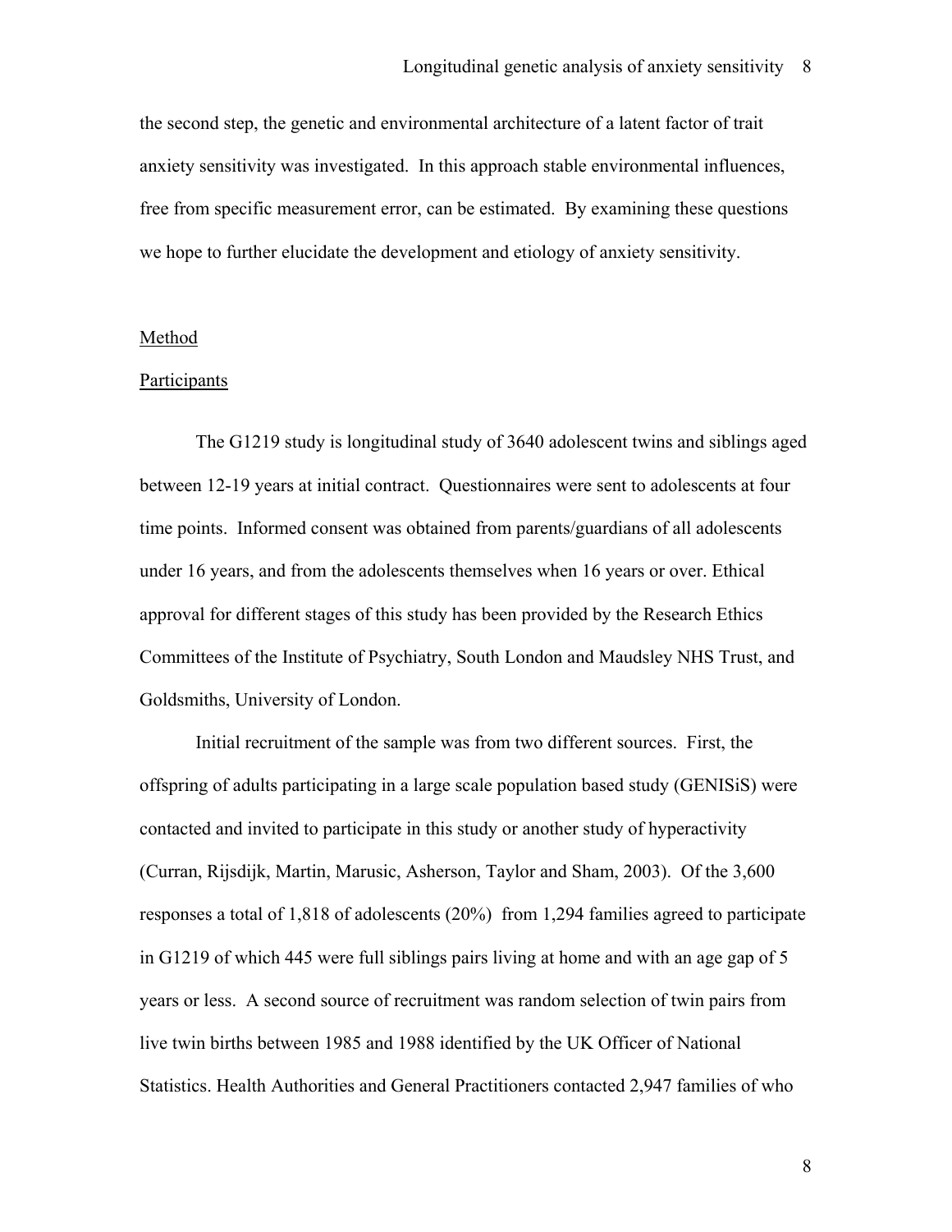the second step, the genetic and environmental architecture of a latent factor of trait anxiety sensitivity was investigated. In this approach stable environmental influences, free from specific measurement error, can be estimated. By examining these questions we hope to further elucidate the development and etiology of anxiety sensitivity.

## Method

### Participants

The G1219 study is longitudinal study of 3640 adolescent twins and siblings aged between 12-19 years at initial contract. Questionnaires were sent to adolescents at four time points. Informed consent was obtained from parents/guardians of all adolescents under 16 years, and from the adolescents themselves when 16 years or over. Ethical approval for different stages of this study has been provided by the Research Ethics Committees of the Institute of Psychiatry, South London and Maudsley NHS Trust, and Goldsmiths, University of London.

Initial recruitment of the sample was from two different sources. First, the offspring of adults participating in a large scale population based study (GENISiS) were contacted and invited to participate in this study or another study of hyperactivity (Curran, Rijsdijk, Martin, Marusic, Asherson, Taylor and Sham, 2003). Of the 3,600 responses a total of 1,818 of adolescents (20%) from 1,294 families agreed to participate in G1219 of which 445 were full siblings pairs living at home and with an age gap of 5 years or less. A second source of recruitment was random selection of twin pairs from live twin births between 1985 and 1988 identified by the UK Officer of National Statistics. Health Authorities and General Practitioners contacted 2,947 families of who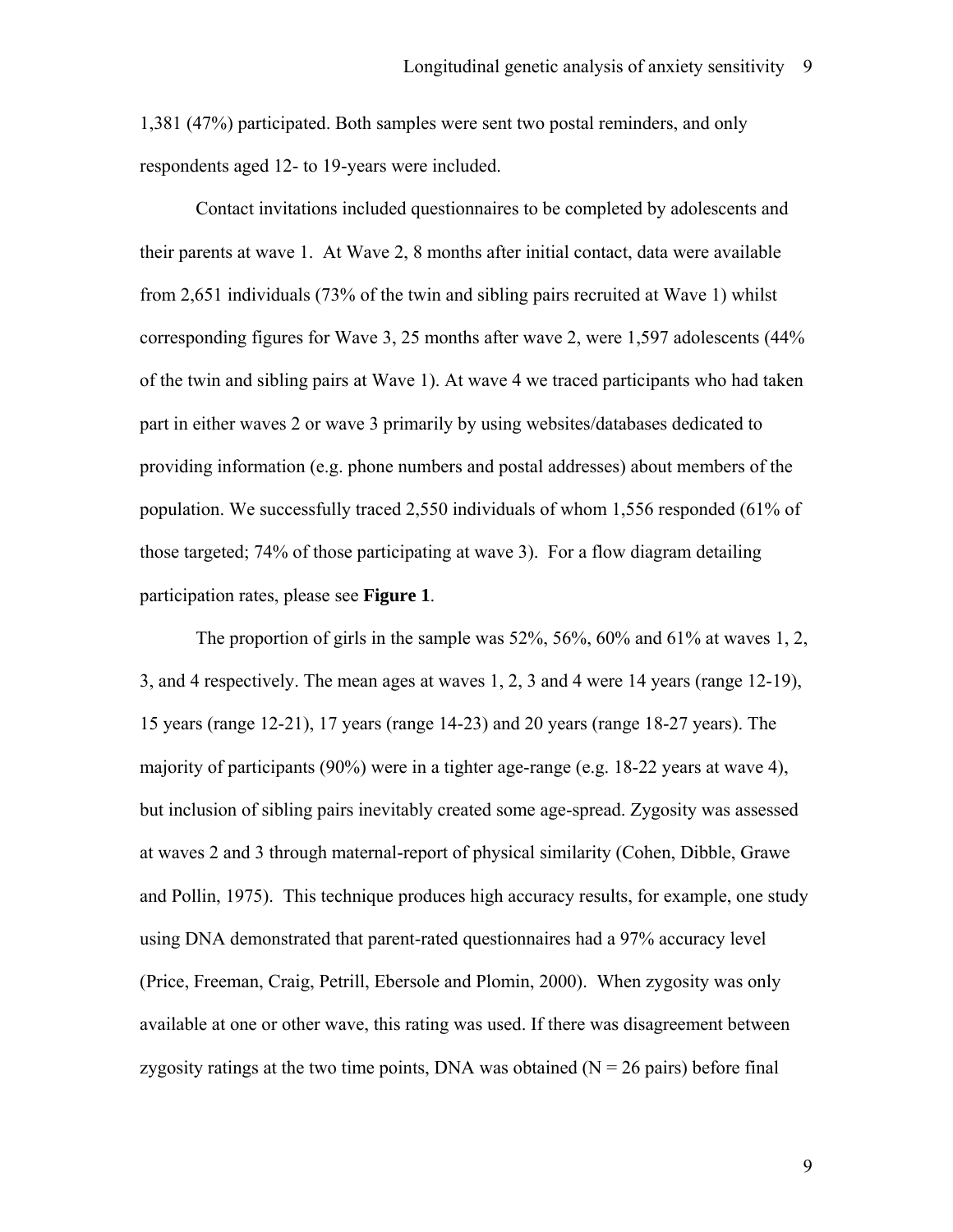1,381 (47%) participated. Both samples were sent two postal reminders, and only respondents aged 12- to 19-years were included.

Contact invitations included questionnaires to be completed by adolescents and their parents at wave 1.  At Wave 2, 8 months after initial contact, data were available from 2,651 individuals (73% of the twin and sibling pairs recruited at Wave 1) whilst corresponding figures for Wave 3, 25 months after wave 2, were 1,597 adolescents (44% of the twin and sibling pairs at Wave 1). At wave 4 we traced participants who had taken part in either waves 2 or wave 3 primarily by using websites/databases dedicated to providing information (e.g. phone numbers and postal addresses) about members of the population. We successfully traced 2,550 individuals of whom 1,556 responded (61% of those targeted; 74% of those participating at wave 3).  For a flow diagram detailing participation rates, please see **Figure 1**.

The proportion of girls in the sample was 52%, 56%, 60% and 61% at waves 1, 2, 3, and 4 respectively. The mean ages at waves 1, 2, 3 and 4 were 14 years (range 12-19), 15 years (range 12-21), 17 years (range 14-23) and 20 years (range 18-27 years). The majority of participants (90%) were in a tighter age-range (e.g. 18-22 years at wave 4), but inclusion of sibling pairs inevitably created some age-spread. Zygosity was assessed at waves 2 and 3 through maternal-report of physical similarity (Cohen, Dibble, Grawe and Pollin, 1975).  This technique produces high accuracy results, for example, one study using DNA demonstrated that parent-rated questionnaires had a 97% accuracy level (Price, Freeman, Craig, Petrill, Ebersole and Plomin, 2000).  When zygosity was only available at one or other wave, this rating was used. If there was disagreement between zygosity ratings at the two time points, DNA was obtained (N = 26 pairs) before final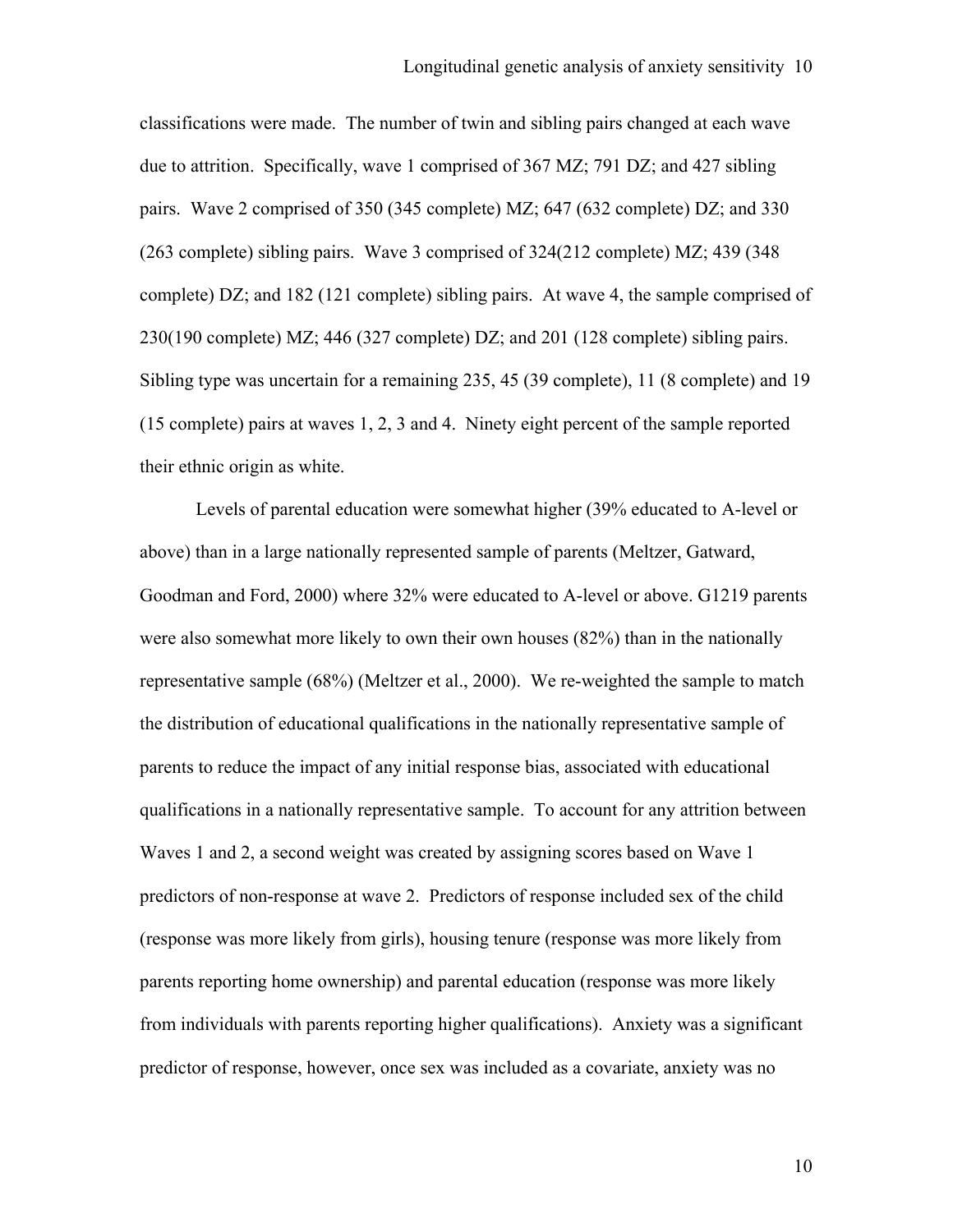classifications were made. The number of twin and sibling pairs changed at each wave due to attrition. Specifically, wave 1 comprised of 367 MZ; 791 DZ; and 427 sibling pairs. Wave 2 comprised of 350 (345 complete) MZ; 647 (632 complete) DZ; and 330 (263 complete) sibling pairs. Wave 3 comprised of 324(212 complete) MZ; 439 (348 complete) DZ; and 182 (121 complete) sibling pairs. At wave 4, the sample comprised of 230(190 complete) MZ; 446 (327 complete) DZ; and 201 (128 complete) sibling pairs. Sibling type was uncertain for a remaining 235, 45 (39 complete), 11 (8 complete) and 19 (15 complete) pairs at waves 1, 2, 3 and 4. Ninety eight percent of the sample reported their ethnic origin as white.

Levels of parental education were somewhat higher (39% educated to A-level or above) than in a large nationally represented sample of parents (Meltzer, Gatward, Goodman and Ford, 2000) where 32% were educated to A-level or above. G1219 parents were also somewhat more likely to own their own houses (82%) than in the nationally representative sample (68%) (Meltzer et al., 2000). We re-weighted the sample to match the distribution of educational qualifications in the nationally representative sample of parents to reduce the impact of any initial response bias, associated with educational qualifications in a nationally representative sample. To account for any attrition between Waves 1 and 2, a second weight was created by assigning scores based on Wave 1 predictors of non-response at wave 2. Predictors of response included sex of the child (response was more likely from girls), housing tenure (response was more likely from parents reporting home ownership) and parental education (response was more likely from individuals with parents reporting higher qualifications). Anxiety was a significant predictor of response, however, once sex was included as a covariate, anxiety was no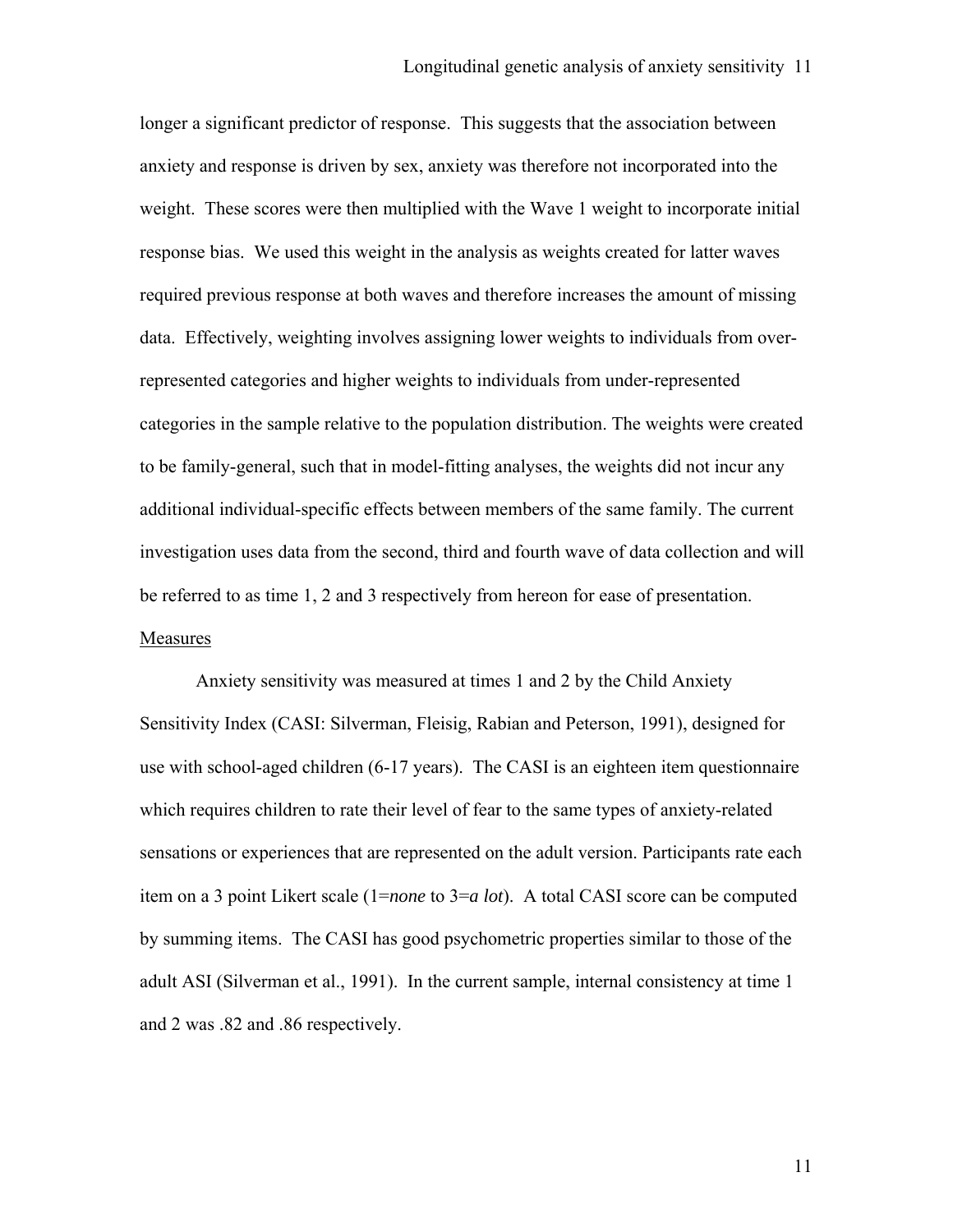longer a significant predictor of response. This suggests that the association between anxiety and response is driven by sex, anxiety was therefore not incorporated into the weight. These scores were then multiplied with the Wave 1 weight to incorporate initial response bias. We used this weight in the analysis as weights created for latter waves required previous response at both waves and therefore increases the amount of missing data. Effectively, weighting involves assigning lower weights to individuals from over-represented categories and higher weights to individuals from under-represented categories in the sample relative to the population distribution. The weights were created to be family-general, such that in model-fitting analyses, the weights did not incur any additional individual-specific effects between members of the same family. The current investigation uses data from the second, third and fourth wave of data collection and will be referred to as time 1, 2 and 3 respectively from hereon for ease of presentation.

## Measures

Anxiety sensitivity was measured at times 1 and 2 by the Child Anxiety Sensitivity Index (CASI: Silverman, Fleisig, Rabian and Peterson, 1991), designed for use with school-aged children (6-17 years). The CASI is an eighteen item questionnaire which requires children to rate their level of fear to the same types of anxiety-related sensations or experiences that are represented on the adult version. Participants rate each item on a 3 point Likert scale (1=*none* to 3=*a lot*). A total CASI score can be computed by summing items. The CASI has good psychometric properties similar to those of the adult ASI (Silverman et al., 1991). In the current sample, internal consistency at time 1 and 2 was .82 and .86 respectively.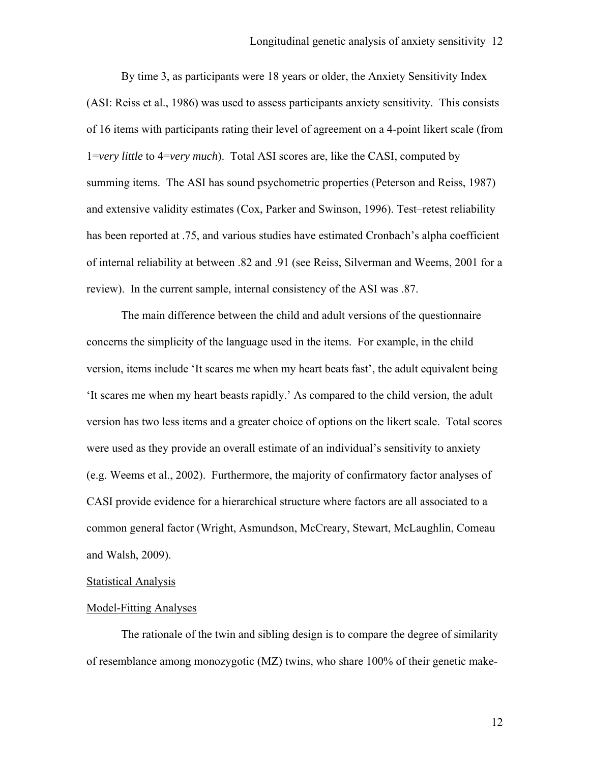By time 3, as participants were 18 years or older, the Anxiety Sensitivity Index (ASI: Reiss et al., 1986) was used to assess participants anxiety sensitivity. This consists of 16 items with participants rating their level of agreement on a 4-point likert scale (from 1=*very little* to 4=*very much*). Total ASI scores are, like the CASI, computed by summing items. The ASI has sound psychometric properties (Peterson and Reiss, 1987) and extensive validity estimates (Cox, Parker and Swinson, 1996). Test–retest reliability has been reported at .75, and various studies have estimated Cronbach's alpha coefficient of internal reliability at between .82 and .91 (see Reiss, Silverman and Weems, 2001 for a review). In the current sample, internal consistency of the ASI was .87.

The main difference between the child and adult versions of the questionnaire concerns the simplicity of the language used in the items. For example, in the child version, items include 'It scares me when my heart beats fast', the adult equivalent being 'It scares me when my heart beasts rapidly.' As compared to the child version, the adult version has two less items and a greater choice of options on the likert scale. Total scores were used as they provide an overall estimate of an individual's sensitivity to anxiety (e.g. Weems et al., 2002). Furthermore, the majority of confirmatory factor analyses of CASI provide evidence for a hierarchical structure where factors are all associated to a common general factor (Wright, Asmundson, McCreary, Stewart, McLaughlin, Comeau and Walsh, 2009).

Statistical Analysis

Model-Fitting Analyses

The rationale of the twin and sibling design is to compare the degree of similarity of resemblance among monozygotic (MZ) twins, who share 100% of their genetic make-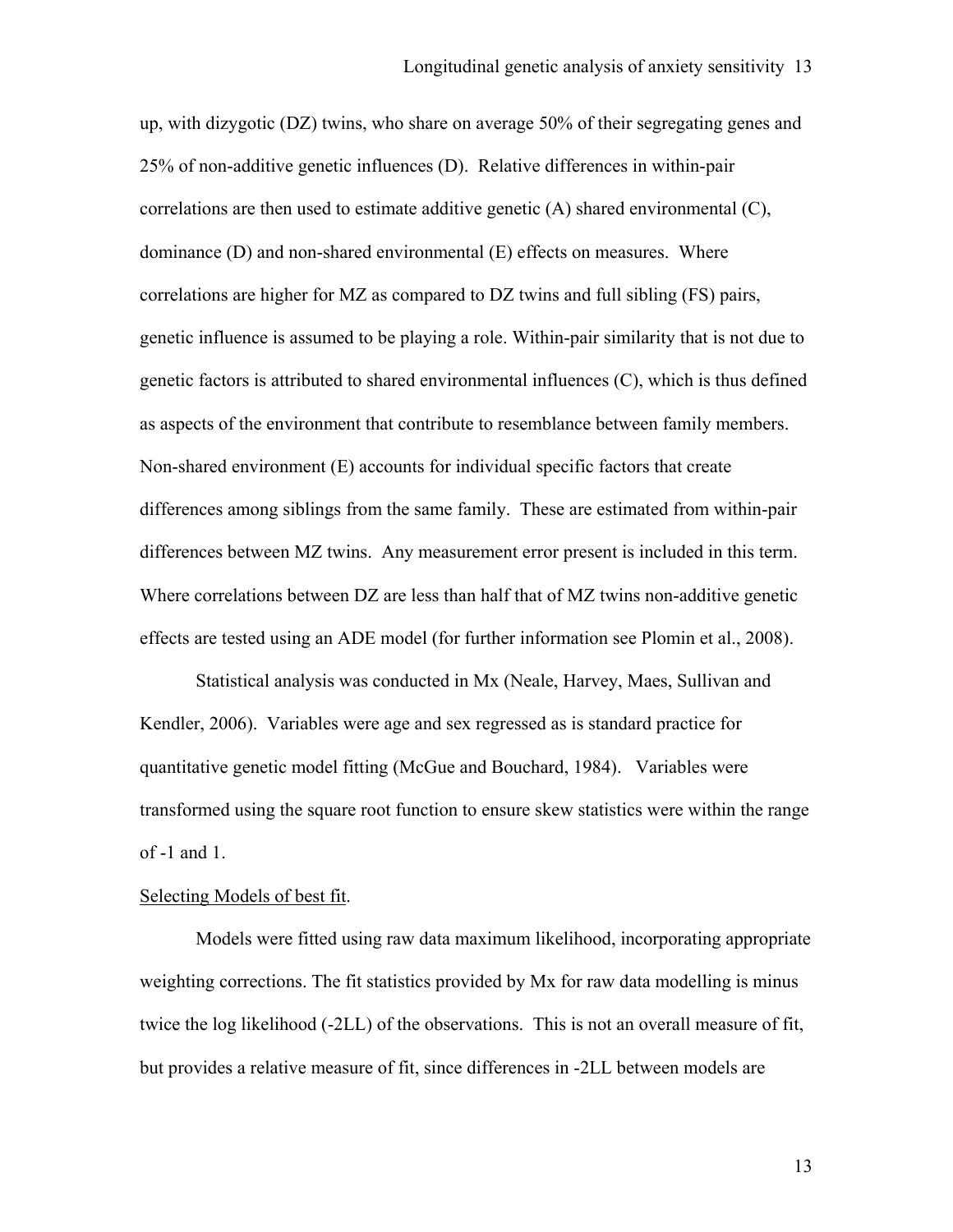up, with dizygotic (DZ) twins, who share on average 50% of their segregating genes and 25% of non-additive genetic influences (D). Relative differences in within-pair correlations are then used to estimate additive genetic (A) shared environmental (C), dominance (D) and non-shared environmental (E) effects on measures. Where correlations are higher for MZ as compared to DZ twins and full sibling (FS) pairs, genetic influence is assumed to be playing a role. Within-pair similarity that is not due to genetic factors is attributed to shared environmental influences (C), which is thus defined as aspects of the environment that contribute to resemblance between family members. Non-shared environment (E) accounts for individual specific factors that create differences among siblings from the same family. These are estimated from within-pair differences between MZ twins. Any measurement error present is included in this term. Where correlations between DZ are less than half that of MZ twins non-additive genetic effects are tested using an ADE model (for further information see Plomin et al., 2008).

Statistical analysis was conducted in Mx (Neale, Harvey, Maes, Sullivan and Kendler, 2006). Variables were age and sex regressed as is standard practice for quantitative genetic model fitting (McGue and Bouchard, 1984). Variables were transformed using the square root function to ensure skew statistics were within the range of -1 and 1.

Selecting Models of best fit.

Models were fitted using raw data maximum likelihood, incorporating appropriate weighting corrections. The fit statistics provided by Mx for raw data modelling is minus twice the log likelihood (-2LL) of the observations. This is not an overall measure of fit, but provides a relative measure of fit, since differences in -2LL between models are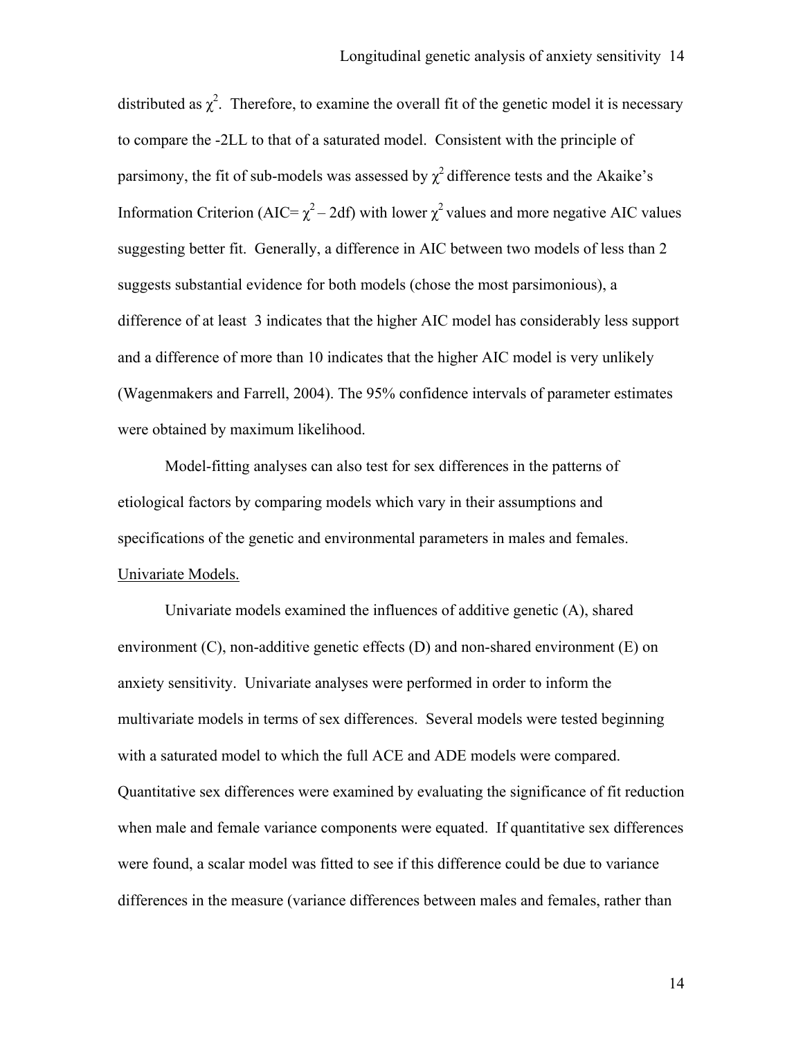distributed as $\chi^2$. Therefore, to examine the overall fit of the genetic model it is necessary to compare the -2LL to that of a saturated model. Consistent with the principle of parsimony, the fit of sub-models was assessed by $\chi^2$ difference tests and the Akaike's Information Criterion (AIC= $\chi^2 - 2df$) with lower $\chi^2$ values and more negative AIC values suggesting better fit. Generally, a difference in AIC between two models of less than 2 suggests substantial evidence for both models (chose the most parsimonious), a difference of at least 3 indicates that the higher AIC model has considerably less support and a difference of more than 10 indicates that the higher AIC model is very unlikely (Wagenmakers and Farrell, 2004). The 95% confidence intervals of parameter estimates were obtained by maximum likelihood.

Model-fitting analyses can also test for sex differences in the patterns of etiological factors by comparing models which vary in their assumptions and specifications of the genetic and environmental parameters in males and females.

Univariate Models.

Univariate models examined the influences of additive genetic (A), shared environment (C), non-additive genetic effects (D) and non-shared environment (E) on anxiety sensitivity. Univariate analyses were performed in order to inform the multivariate models in terms of sex differences. Several models were tested beginning with a saturated model to which the full ACE and ADE models were compared. Quantitative sex differences were examined by evaluating the significance of fit reduction when male and female variance components were equated. If quantitative sex differences were found, a scalar model was fitted to see if this difference could be due to variance differences in the measure (variance differences between males and females, rather than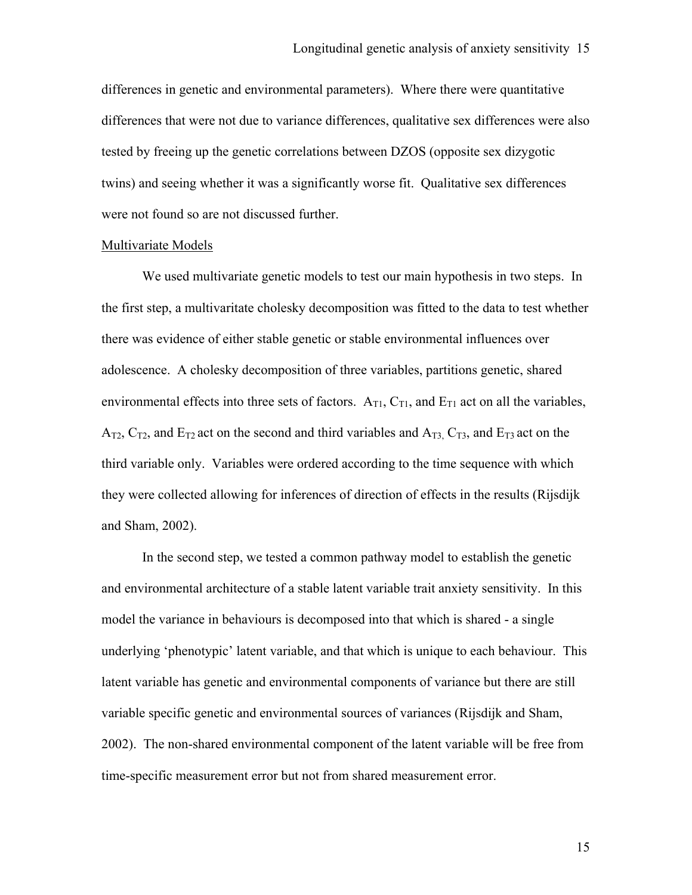differences in genetic and environmental parameters). Where there were quantitative differences that were not due to variance differences, qualitative sex differences were also tested by freeing up the genetic correlations between DZOS (opposite sex dizygotic twins) and seeing whether it was a significantly worse fit. Qualitative sex differences were not found so are not discussed further.

Multivariate Models

We used multivariate genetic models to test our main hypothesis in two steps. In the first step, a multivaritate cholesky decomposition was fitted to the data to test whether there was evidence of either stable genetic or stable environmental influences over adolescence. A cholesky decomposition of three variables, partitions genetic, shared environmental effects into three sets of factors. $A_{T1}$, $C_{T1}$, and $E_{T1}$ act on all the variables, $A_{T2}$, $C_{T2}$, and $E_{T2}$ act on the second and third variables and $A_{T3}$, $C_{T3}$, and $E_{T3}$ act on the third variable only. Variables were ordered according to the time sequence with which they were collected allowing for inferences of direction of effects in the results (Rijsdijk and Sham, 2002).

In the second step, we tested a common pathway model to establish the genetic and environmental architecture of a stable latent variable trait anxiety sensitivity. In this model the variance in behaviours is decomposed into that which is shared - a single underlying 'phenotypic' latent variable, and that which is unique to each behaviour. This latent variable has genetic and environmental components of variance but there are still variable specific genetic and environmental sources of variances (Rijsdijk and Sham, 2002). The non-shared environmental component of the latent variable will be free from time-specific measurement error but not from shared measurement error.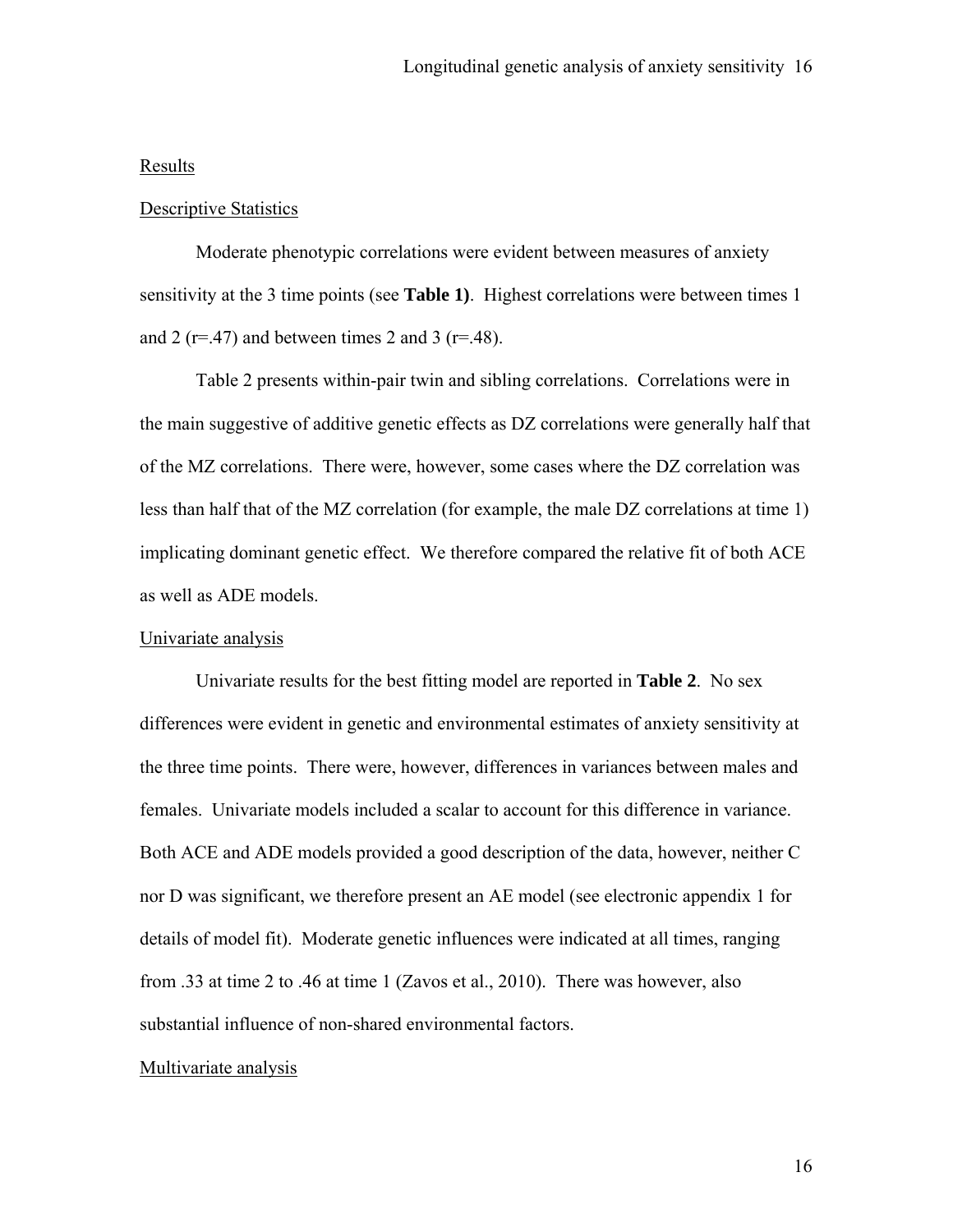## Results

### Descriptive Statistics

Moderate phenotypic correlations were evident between measures of anxiety sensitivity at the 3 time points (see **Table 1)**. Highest correlations were between times 1 and 2 ($r$=.47) and between times 2 and 3 ($r$=.48).

Table 2 presents within-pair twin and sibling correlations. Correlations were in the main suggestive of additive genetic effects as DZ correlations were generally half that of the MZ correlations. There were, however, some cases where the DZ correlation was less than half that of the MZ correlation (for example, the male DZ correlations at time 1) implicating dominant genetic effect. We therefore compared the relative fit of both ACE as well as ADE models.

### Univariate analysis

Univariate results for the best fitting model are reported in **Table 2**. No sex differences were evident in genetic and environmental estimates of anxiety sensitivity at the three time points. There were, however, differences in variances between males and females. Univariate models included a scalar to account for this difference in variance. Both ACE and ADE models provided a good description of the data, however, neither C nor D was significant, we therefore present an AE model (see electronic appendix 1 for details of model fit). Moderate genetic influences were indicated at all times, ranging from .33 at time 2 to .46 at time 1 (Zavos et al., 2010). There was however, also substantial influence of non-shared environmental factors.

### Multivariate analysis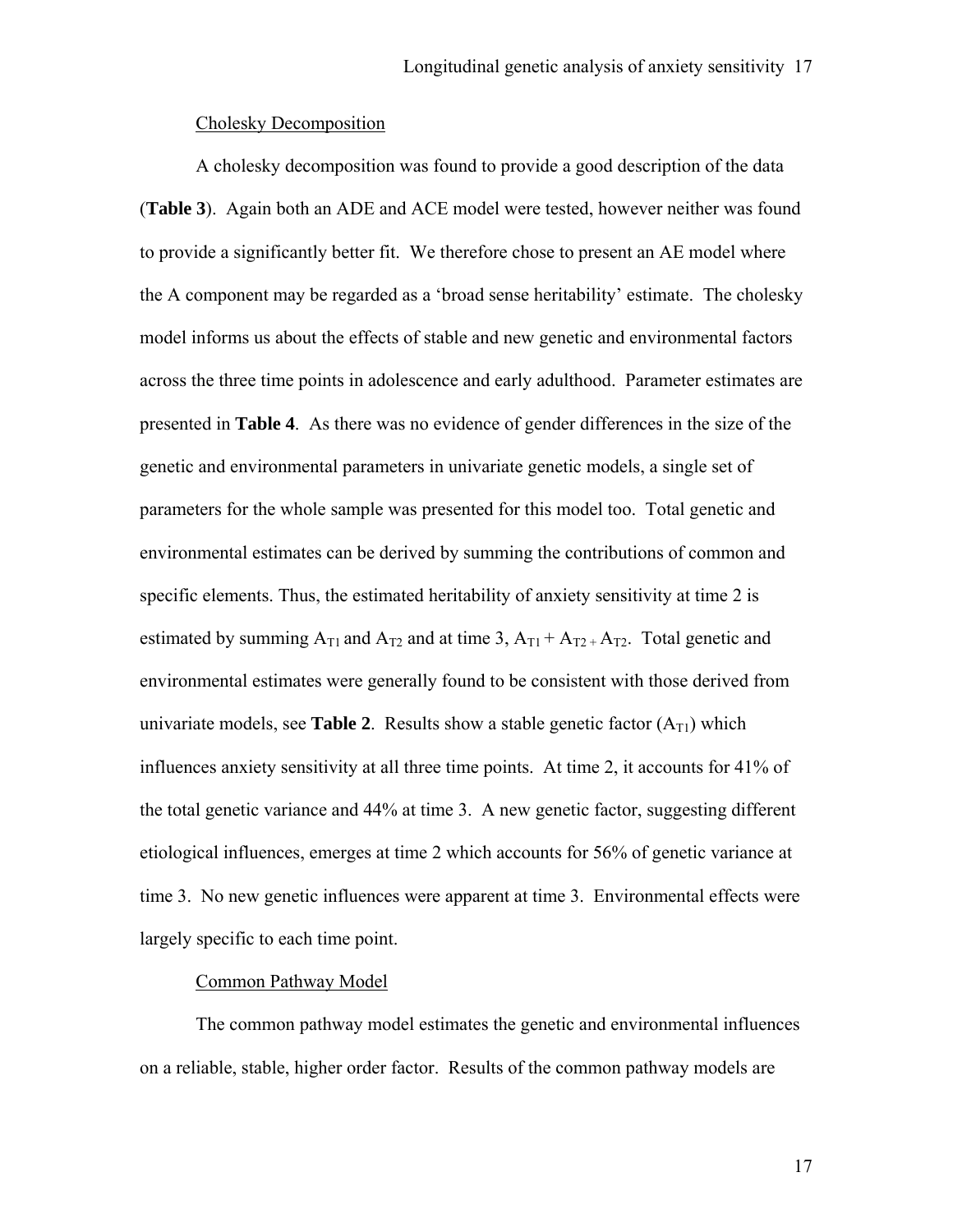Cholesky Decomposition

A cholesky decomposition was found to provide a good description of the data (**Table 3**). Again both an ADE and ACE model were tested, however neither was found to provide a significantly better fit. We therefore chose to present an AE model where the A component may be regarded as a 'broad sense heritability' estimate. The cholesky model informs us about the effects of stable and new genetic and environmental factors across the three time points in adolescence and early adulthood. Parameter estimates are presented in **Table 4**. As there was no evidence of gender differences in the size of the genetic and environmental parameters in univariate genetic models, a single set of parameters for the whole sample was presented for this model too. Total genetic and environmental estimates can be derived by summing the contributions of common and specific elements. Thus, the estimated heritability of anxiety sensitivity at time 2 is estimated by summing $A_{T1}$ and $A_{T2}$ and at time 3, $A_{T1} + A_{T2} + A_{T2}$. Total genetic and environmental estimates were generally found to be consistent with those derived from univariate models, see **Table 2**. Results show a stable genetic factor ($A_{T1}$) which influences anxiety sensitivity at all three time points. At time 2, it accounts for 41% of the total genetic variance and 44% at time 3. A new genetic factor, suggesting different etiological influences, emerges at time 2 which accounts for 56% of genetic variance at time 3. No new genetic influences were apparent at time 3. Environmental effects were largely specific to each time point.

Common Pathway Model

The common pathway model estimates the genetic and environmental influences on a reliable, stable, higher order factor. Results of the common pathway models are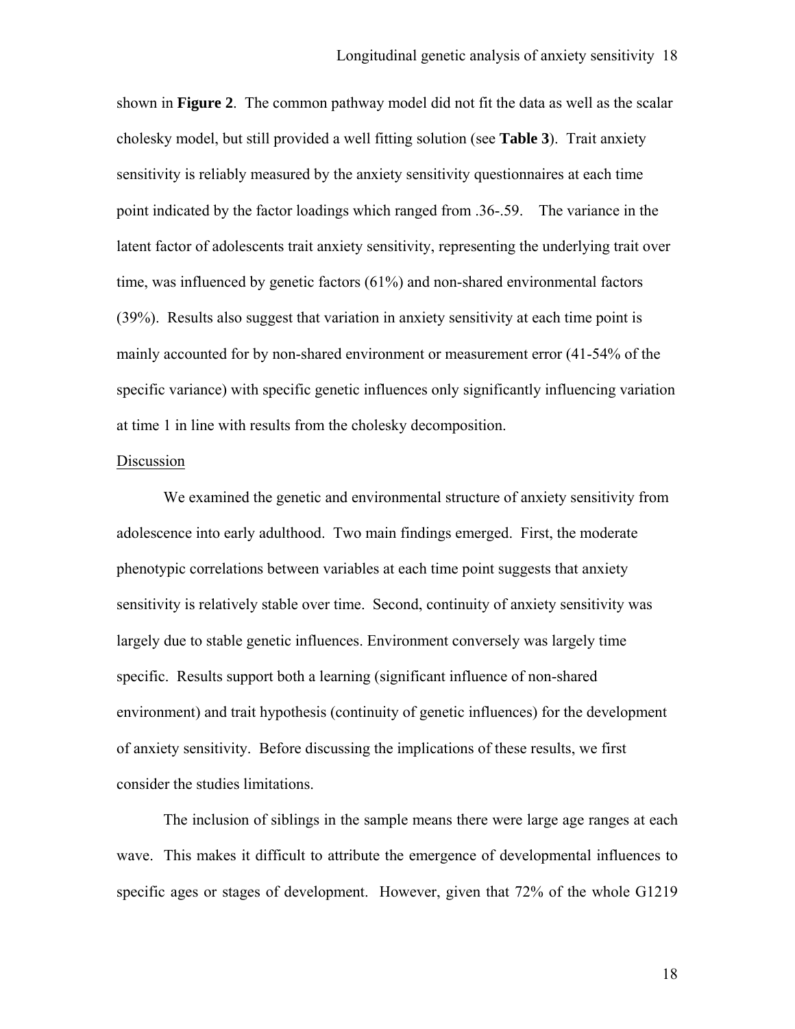shown in **Figure 2**. The common pathway model did not fit the data as well as the scalar cholesky model, but still provided a well fitting solution (see **Table 3**). Trait anxiety sensitivity is reliably measured by the anxiety sensitivity questionnaires at each time point indicated by the factor loadings which ranged from .36-.59. The variance in the latent factor of adolescents trait anxiety sensitivity, representing the underlying trait over time, was influenced by genetic factors (61%) and non-shared environmental factors (39%). Results also suggest that variation in anxiety sensitivity at each time point is mainly accounted for by non-shared environment or measurement error (41-54% of the specific variance) with specific genetic influences only significantly influencing variation at time 1 in line with results from the cholesky decomposition.

## Discussion

We examined the genetic and environmental structure of anxiety sensitivity from adolescence into early adulthood. Two main findings emerged. First, the moderate phenotypic correlations between variables at each time point suggests that anxiety sensitivity is relatively stable over time. Second, continuity of anxiety sensitivity was largely due to stable genetic influences. Environment conversely was largely time specific. Results support both a learning (significant influence of non-shared environment) and trait hypothesis (continuity of genetic influences) for the development of anxiety sensitivity. Before discussing the implications of these results, we first consider the studies limitations.

The inclusion of siblings in the sample means there were large age ranges at each wave. This makes it difficult to attribute the emergence of developmental influences to specific ages or stages of development. However, given that 72% of the whole G1219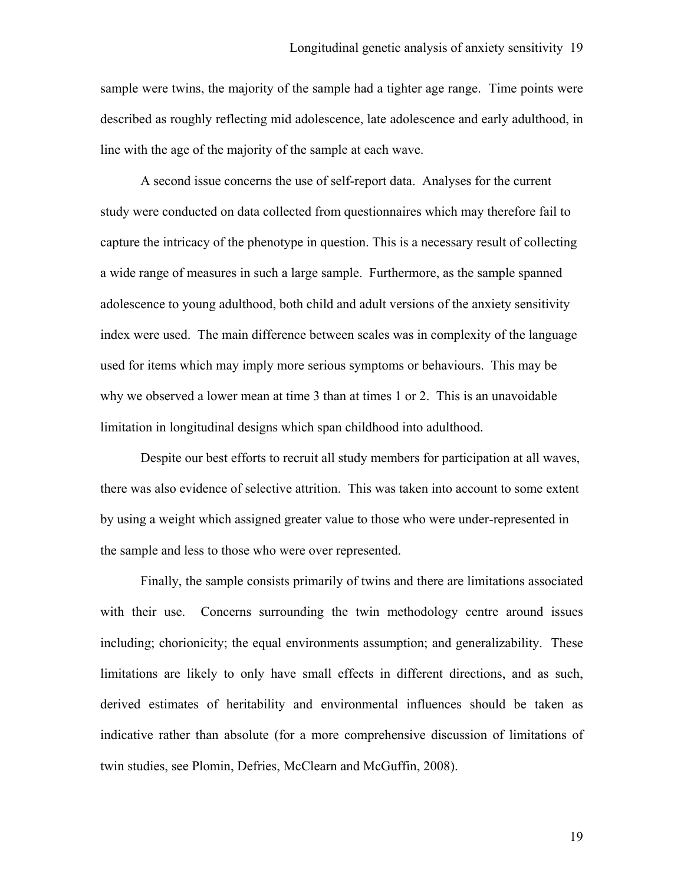sample were twins, the majority of the sample had a tighter age range. Time points were described as roughly reflecting mid adolescence, late adolescence and early adulthood, in line with the age of the majority of the sample at each wave.

A second issue concerns the use of self-report data. Analyses for the current study were conducted on data collected from questionnaires which may therefore fail to capture the intricacy of the phenotype in question. This is a necessary result of collecting a wide range of measures in such a large sample. Furthermore, as the sample spanned adolescence to young adulthood, both child and adult versions of the anxiety sensitivity index were used. The main difference between scales was in complexity of the language used for items which may imply more serious symptoms or behaviours. This may be why we observed a lower mean at time 3 than at times 1 or 2. This is an unavoidable limitation in longitudinal designs which span childhood into adulthood.

Despite our best efforts to recruit all study members for participation at all waves, there was also evidence of selective attrition. This was taken into account to some extent by using a weight which assigned greater value to those who were under-represented in the sample and less to those who were over represented.

Finally, the sample consists primarily of twins and there are limitations associated with their use. Concerns surrounding the twin methodology centre around issues including; chorionicity; the equal environments assumption; and generalizability. These limitations are likely to only have small effects in different directions, and as such, derived estimates of heritability and environmental influences should be taken as indicative rather than absolute (for a more comprehensive discussion of limitations of twin studies, see Plomin, Defries, McClearn and McGuffin, 2008).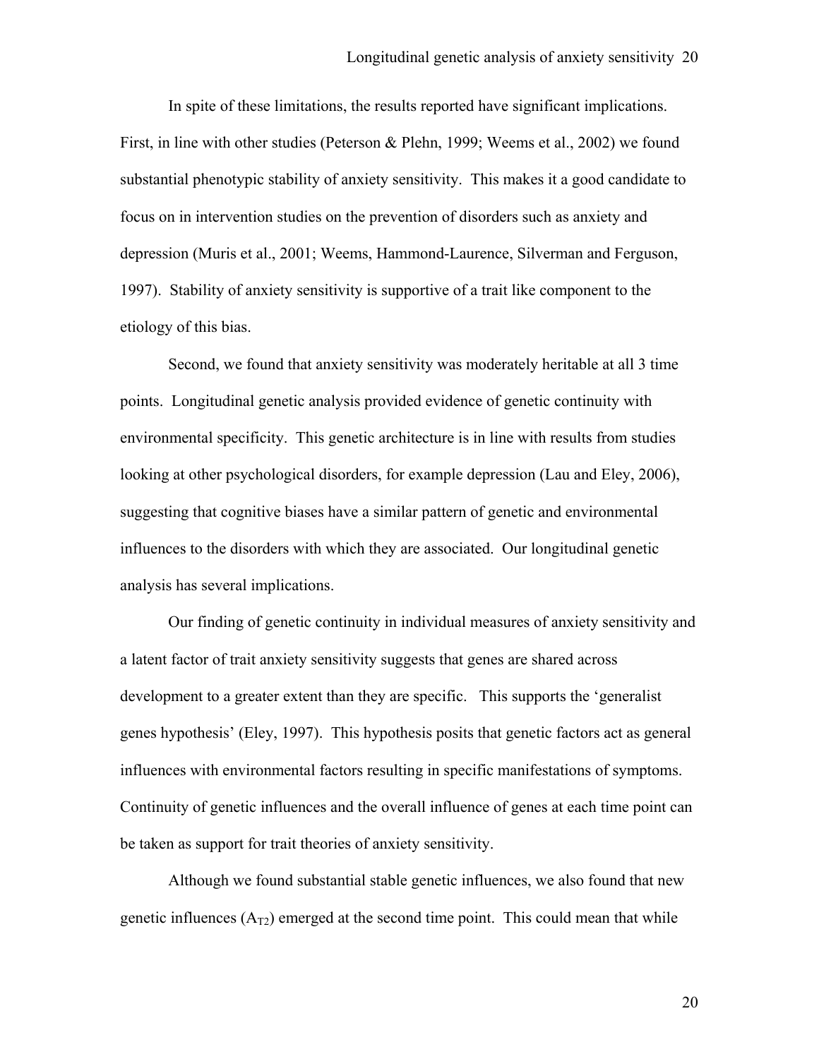In spite of these limitations, the results reported have significant implications. First, in line with other studies (Peterson & Plehn, 1999; Weems et al., 2002) we found substantial phenotypic stability of anxiety sensitivity. This makes it a good candidate to focus on in intervention studies on the prevention of disorders such as anxiety and depression (Muris et al., 2001; Weems, Hammond-Laurence, Silverman and Ferguson, 1997). Stability of anxiety sensitivity is supportive of a trait like component to the etiology of this bias.

Second, we found that anxiety sensitivity was moderately heritable at all 3 time points. Longitudinal genetic analysis provided evidence of genetic continuity with environmental specificity. This genetic architecture is in line with results from studies looking at other psychological disorders, for example depression (Lau and Eley, 2006), suggesting that cognitive biases have a similar pattern of genetic and environmental influences to the disorders with which they are associated. Our longitudinal genetic analysis has several implications.

Our finding of genetic continuity in individual measures of anxiety sensitivity and a latent factor of trait anxiety sensitivity suggests that genes are shared across development to a greater extent than they are specific. This supports the 'generalist genes hypothesis' (Eley, 1997). This hypothesis posits that genetic factors act as general influences with environmental factors resulting in specific manifestations of symptoms. Continuity of genetic influences and the overall influence of genes at each time point can be taken as support for trait theories of anxiety sensitivity.

Although we found substantial stable genetic influences, we also found that new genetic influences ($A_{T2}$) emerged at the second time point. This could mean that while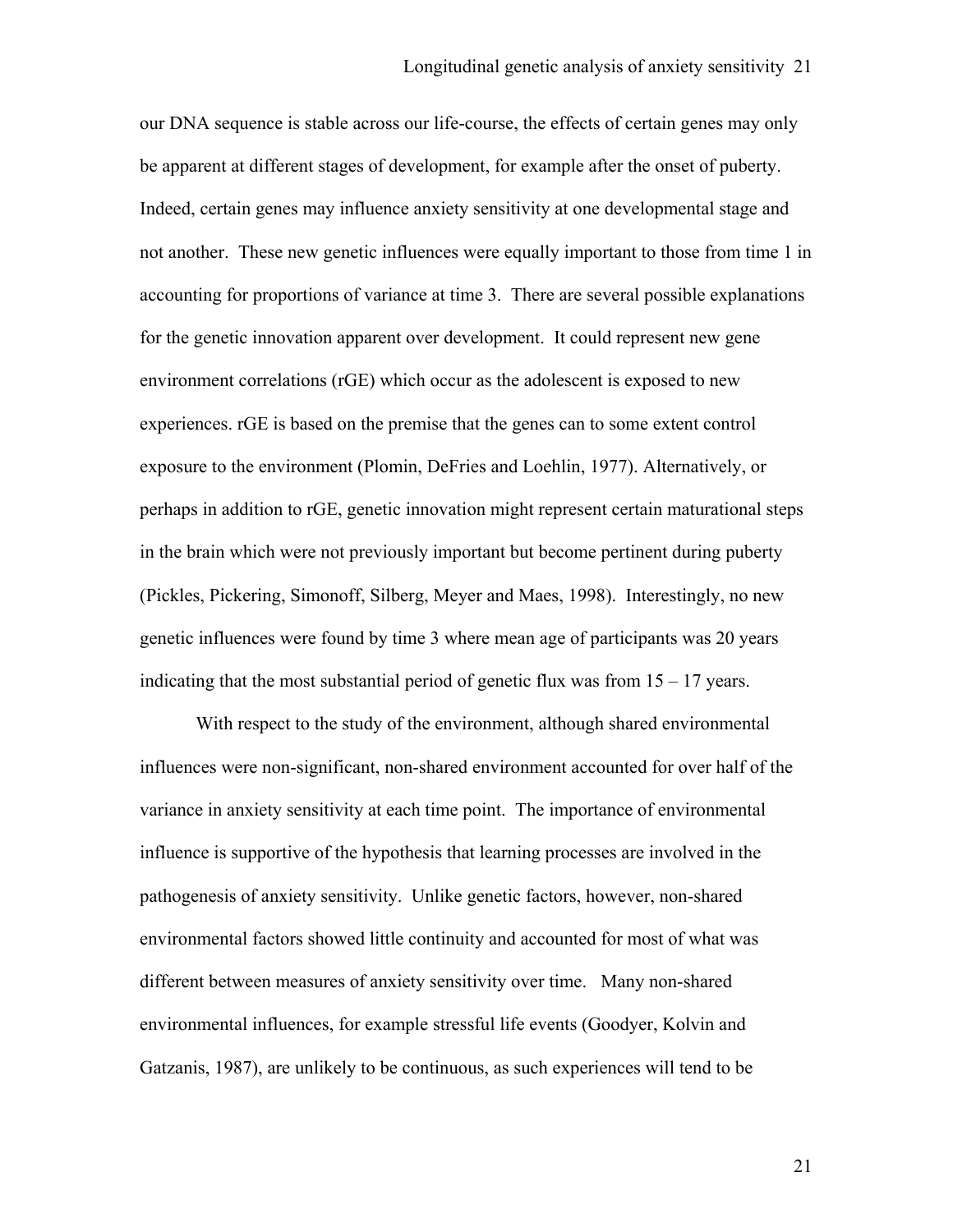our DNA sequence is stable across our life-course, the effects of certain genes may only be apparent at different stages of development, for example after the onset of puberty. Indeed, certain genes may influence anxiety sensitivity at one developmental stage and not another. These new genetic influences were equally important to those from time 1 in accounting for proportions of variance at time 3. There are several possible explanations for the genetic innovation apparent over development. It could represent new gene environment correlations (rGE) which occur as the adolescent is exposed to new experiences. rGE is based on the premise that the genes can to some extent control exposure to the environment (Plomin, DeFries and Loehlin, 1977). Alternatively, or perhaps in addition to rGE, genetic innovation might represent certain maturational steps in the brain which were not previously important but become pertinent during puberty (Pickles, Pickering, Simonoff, Silberg, Meyer and Maes, 1998). Interestingly, no new genetic influences were found by time 3 where mean age of participants was 20 years indicating that the most substantial period of genetic flux was from 15 – 17 years.

With respect to the study of the environment, although shared environmental influences were non-significant, non-shared environment accounted for over half of the variance in anxiety sensitivity at each time point. The importance of environmental influence is supportive of the hypothesis that learning processes are involved in the pathogenesis of anxiety sensitivity. Unlike genetic factors, however, non-shared environmental factors showed little continuity and accounted for most of what was different between measures of anxiety sensitivity over time. Many non-shared environmental influences, for example stressful life events (Goodyer, Kolvin and Gatzanis, 1987), are unlikely to be continuous, as such experiences will tend to be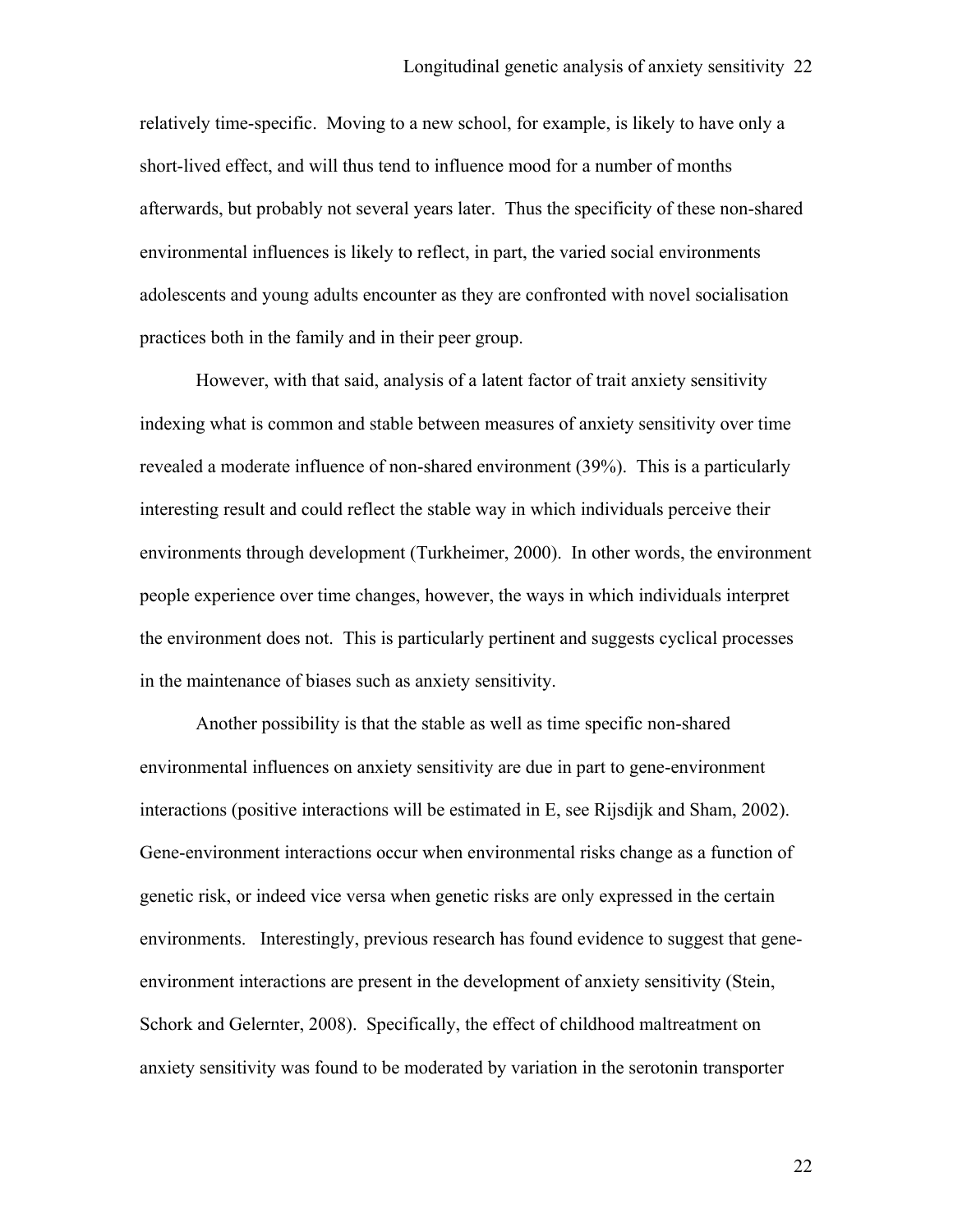relatively time-specific. Moving to a new school, for example, is likely to have only a short-lived effect, and will thus tend to influence mood for a number of months afterwards, but probably not several years later. Thus the specificity of these non-shared environmental influences is likely to reflect, in part, the varied social environments adolescents and young adults encounter as they are confronted with novel socialisation practices both in the family and in their peer group.

However, with that said, analysis of a latent factor of trait anxiety sensitivity indexing what is common and stable between measures of anxiety sensitivity over time revealed a moderate influence of non-shared environment (39%). This is a particularly interesting result and could reflect the stable way in which individuals perceive their environments through development (Turkheimer, 2000). In other words, the environment people experience over time changes, however, the ways in which individuals interpret the environment does not. This is particularly pertinent and suggests cyclical processes in the maintenance of biases such as anxiety sensitivity.

Another possibility is that the stable as well as time specific non-shared environmental influences on anxiety sensitivity are due in part to gene-environment interactions (positive interactions will be estimated in E, see Rijsdijk and Sham, 2002). Gene-environment interactions occur when environmental risks change as a function of genetic risk, or indeed vice versa when genetic risks are only expressed in the certain environments. Interestingly, previous research has found evidence to suggest that gene-environment interactions are present in the development of anxiety sensitivity (Stein, Schork and Gelernter, 2008). Specifically, the effect of childhood maltreatment on anxiety sensitivity was found to be moderated by variation in the serotonin transporter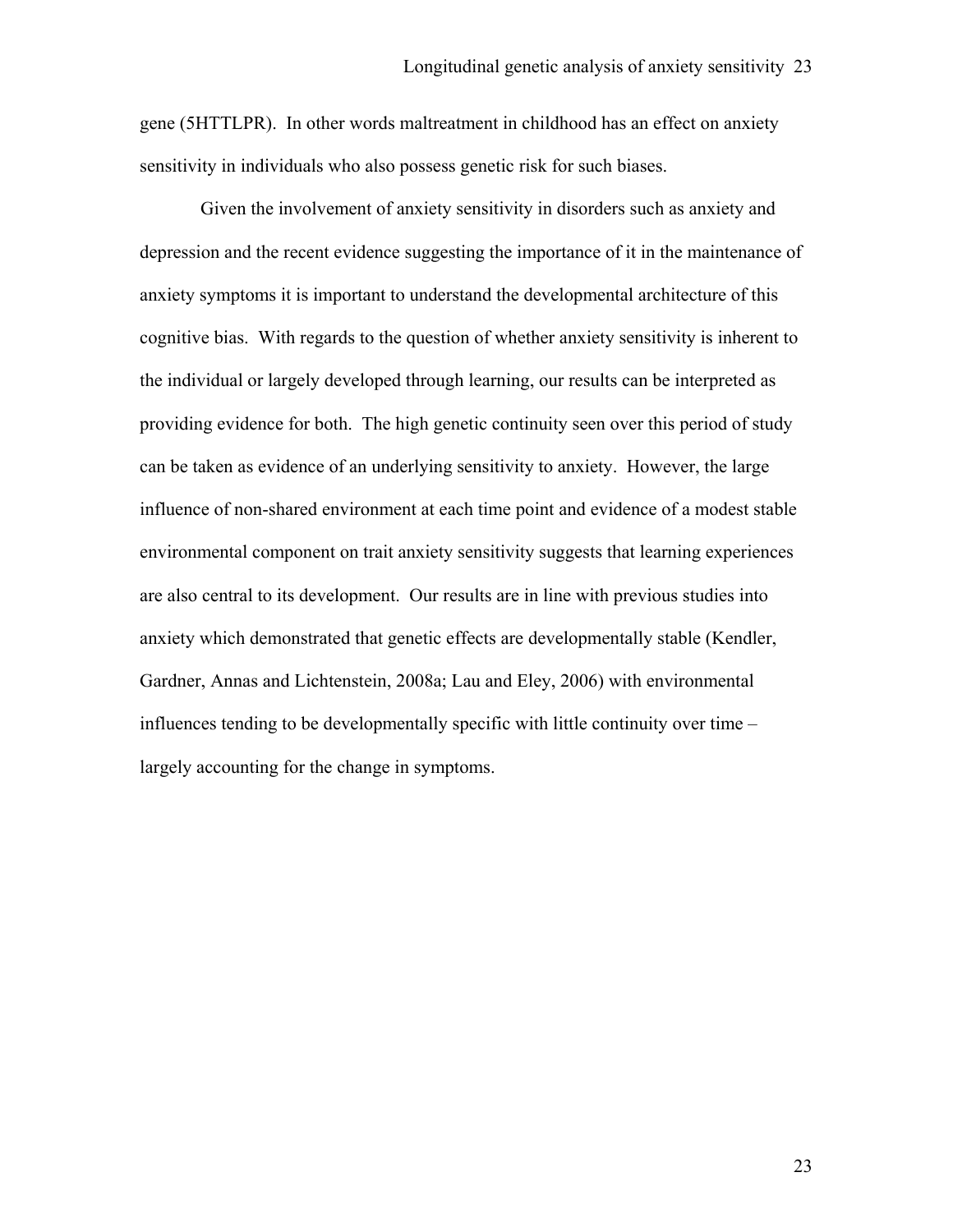gene (5HTTLPR). In other words maltreatment in childhood has an effect on anxiety sensitivity in individuals who also possess genetic risk for such biases.

Given the involvement of anxiety sensitivity in disorders such as anxiety and depression and the recent evidence suggesting the importance of it in the maintenance of anxiety symptoms it is important to understand the developmental architecture of this cognitive bias. With regards to the question of whether anxiety sensitivity is inherent to the individual or largely developed through learning, our results can be interpreted as providing evidence for both. The high genetic continuity seen over this period of study can be taken as evidence of an underlying sensitivity to anxiety. However, the large influence of non-shared environment at each time point and evidence of a modest stable environmental component on trait anxiety sensitivity suggests that learning experiences are also central to its development. Our results are in line with previous studies into anxiety which demonstrated that genetic effects are developmentally stable (Kendler, Gardner, Annas and Lichtenstein, 2008a; Lau and Eley, 2006) with environmental influences tending to be developmentally specific with little continuity over time – largely accounting for the change in symptoms.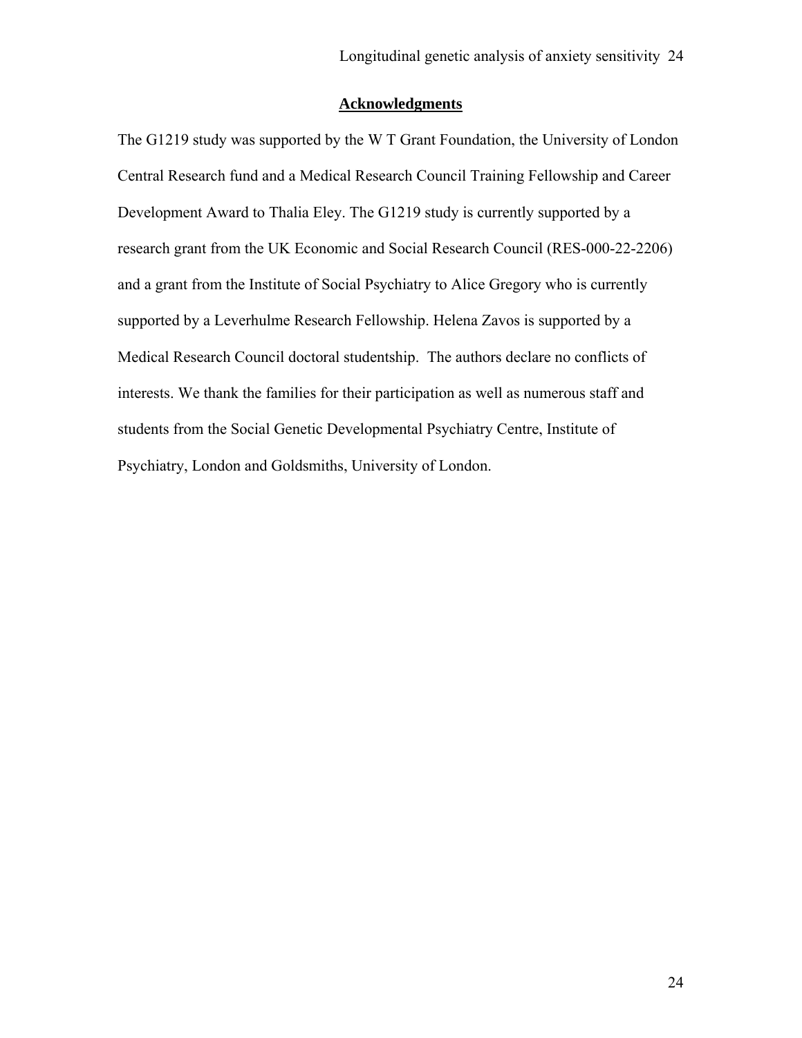## Acknowledgments

The G1219 study was supported by the W T Grant Foundation, the University of London Central Research fund and a Medical Research Council Training Fellowship and Career Development Award to Thalia Eley. The G1219 study is currently supported by a research grant from the UK Economic and Social Research Council (RES-000-22-2206) and a grant from the Institute of Social Psychiatry to Alice Gregory who is currently supported by a Leverhulme Research Fellowship. Helena Zavos is supported by a Medical Research Council doctoral studentship. The authors declare no conflicts of interests. We thank the families for their participation as well as numerous staff and students from the Social Genetic Developmental Psychiatry Centre, Institute of Psychiatry, London and Goldsmiths, University of London.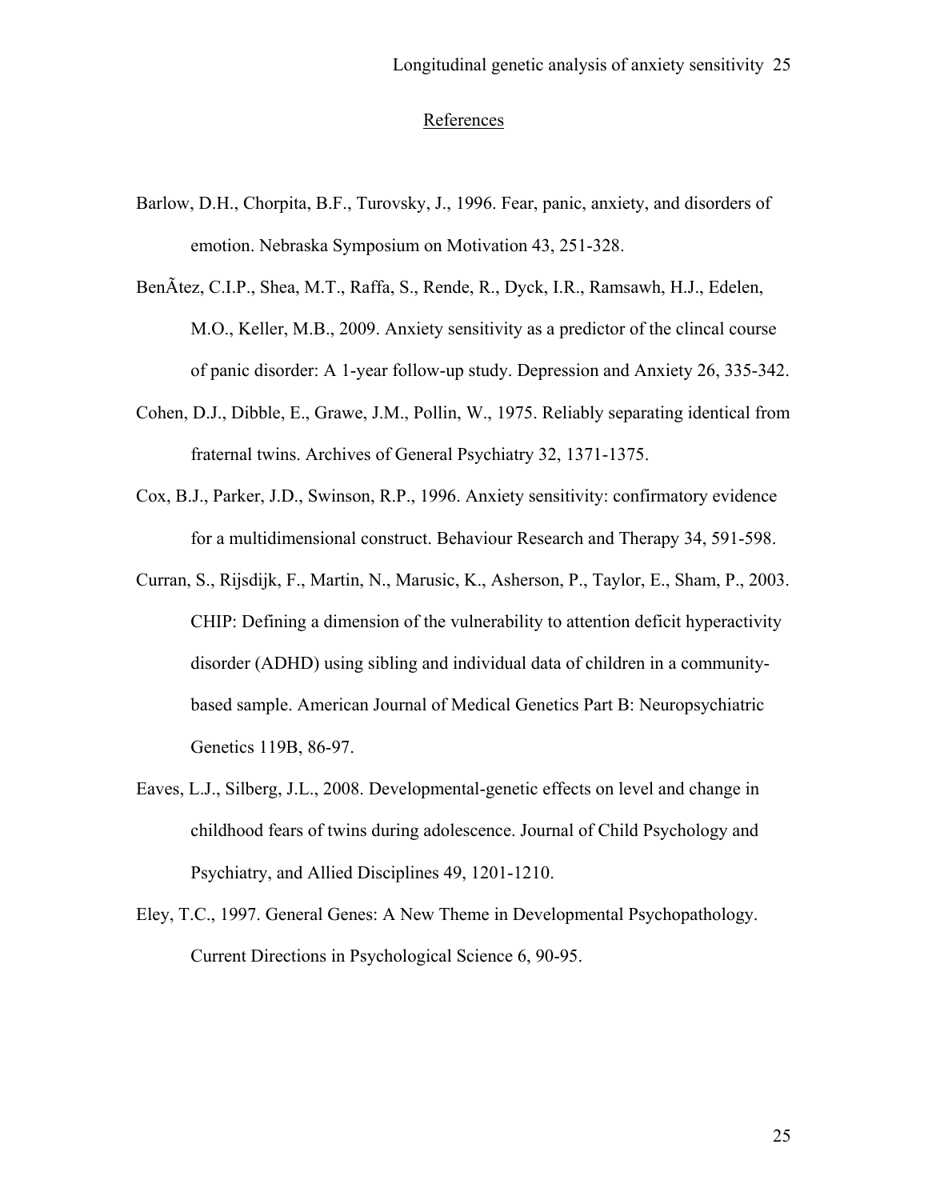## References

Barlow, D.H., Chorpita, B.F., Turovsky, J., 1996. Fear, panic, anxiety, and disorders of emotion. Nebraska Symposium on Motivation 43, 251-328.

BenÃtez, C.I.P., Shea, M.T., Raffa, S., Rende, R., Dyck, I.R., Ramsawh, H.J., Edelen, M.O., Keller, M.B., 2009. Anxiety sensitivity as a predictor of the clincal course of panic disorder: A 1-year follow-up study. Depression and Anxiety 26, 335-342.

Cohen, D.J., Dibble, E., Grawe, J.M., Pollin, W., 1975. Reliably separating identical from fraternal twins. Archives of General Psychiatry 32, 1371-1375.

Cox, B.J., Parker, J.D., Swinson, R.P., 1996. Anxiety sensitivity: confirmatory evidence for a multidimensional construct. Behaviour Research and Therapy 34, 591-598.

Curran, S., Rijsdijk, F., Martin, N., Marusic, K., Asherson, P., Taylor, E., Sham, P., 2003. CHIP: Defining a dimension of the vulnerability to attention deficit hyperactivity disorder (ADHD) using sibling and individual data of children in a community-based sample. American Journal of Medical Genetics Part B: Neuropsychiatric Genetics 119B, 86-97.

Eaves, L.J., Silberg, J.L., 2008. Developmental-genetic effects on level and change in childhood fears of twins during adolescence. Journal of Child Psychology and Psychiatry, and Allied Disciplines 49, 1201-1210.

Eley, T.C., 1997. General Genes: A New Theme in Developmental Psychopathology. Current Directions in Psychological Science 6, 90-95.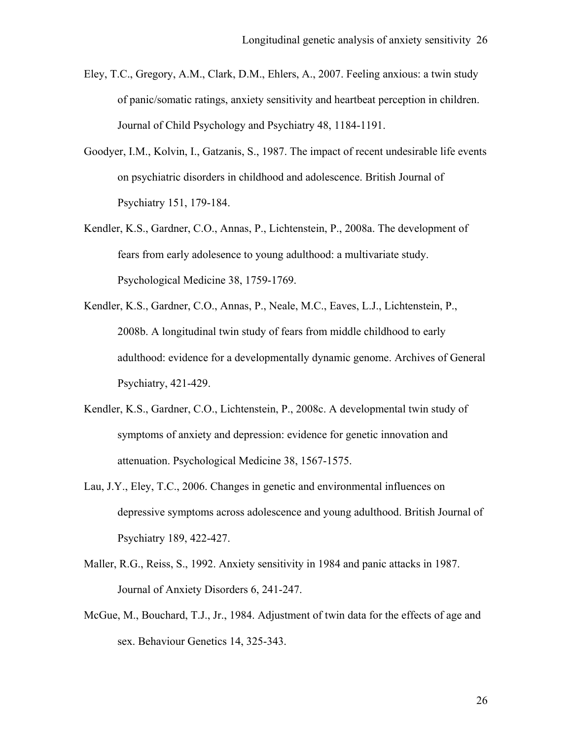Eley, T.C., Gregory, A.M., Clark, D.M., Ehlers, A., 2007. Feeling anxious: a twin study of panic/somatic ratings, anxiety sensitivity and heartbeat perception in children. Journal of Child Psychology and Psychiatry 48, 1184-1191.

Goodyer, I.M., Kolvin, I., Gatzanis, S., 1987. The impact of recent undesirable life events on psychiatric disorders in childhood and adolescence. British Journal of Psychiatry 151, 179-184.

Kendler, K.S., Gardner, C.O., Annas, P., Lichtenstein, P., 2008a. The development of fears from early adolesence to young adulthood: a multivariate study. Psychological Medicine 38, 1759-1769.

Kendler, K.S., Gardner, C.O., Annas, P., Neale, M.C., Eaves, L.J., Lichtenstein, P., 2008b. A longitudinal twin study of fears from middle childhood to early adulthood: evidence for a developmentally dynamic genome. Archives of General Psychiatry, 421-429.

Kendler, K.S., Gardner, C.O., Lichtenstein, P., 2008c. A developmental twin study of symptoms of anxiety and depression: evidence for genetic innovation and attenuation. Psychological Medicine 38, 1567-1575.

Lau, J.Y., Eley, T.C., 2006. Changes in genetic and environmental influences on depressive symptoms across adolescence and young adulthood. British Journal of Psychiatry 189, 422-427.

Maller, R.G., Reiss, S., 1992. Anxiety sensitivity in 1984 and panic attacks in 1987. Journal of Anxiety Disorders 6, 241-247.

McGue, M., Bouchard, T.J., Jr., 1984. Adjustment of twin data for the effects of age and sex. Behaviour Genetics 14, 325-343.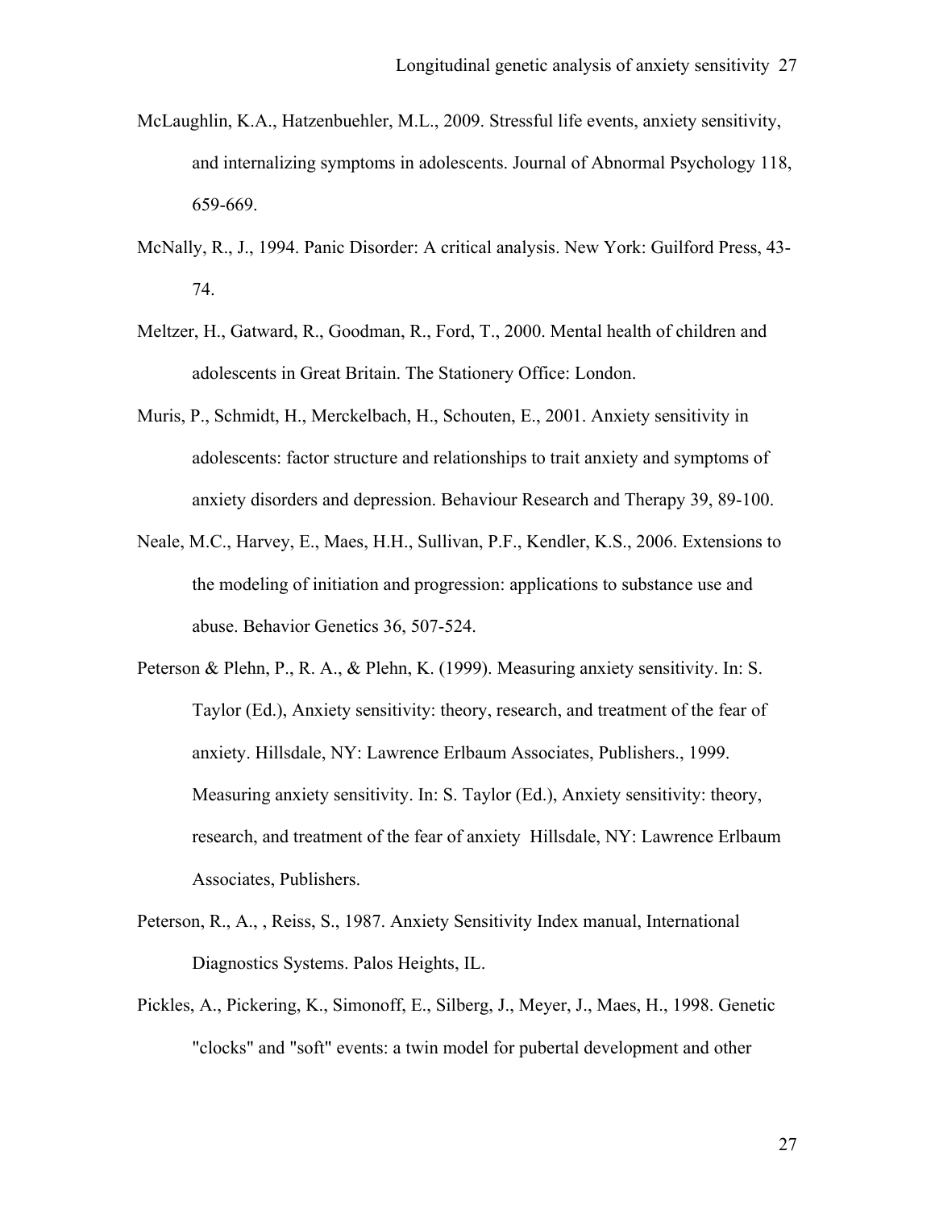McLaughlin, K.A., Hatzenbuehler, M.L., 2009. Stressful life events, anxiety sensitivity, and internalizing symptoms in adolescents. Journal of Abnormal Psychology 118, 659-669.

McNally, R., J., 1994. Panic Disorder: A critical analysis. New York: Guilford Press, 43-74.

Meltzer, H., Gatward, R., Goodman, R., Ford, T., 2000. Mental health of children and adolescents in Great Britain. The Stationery Office: London.

Muris, P., Schmidt, H., Merckelbach, H., Schouten, E., 2001. Anxiety sensitivity in adolescents: factor structure and relationships to trait anxiety and symptoms of anxiety disorders and depression. Behaviour Research and Therapy 39, 89-100.

Neale, M.C., Harvey, E., Maes, H.H., Sullivan, P.F., Kendler, K.S., 2006. Extensions to the modeling of initiation and progression: applications to substance use and abuse. Behavior Genetics 36, 507-524.

Peterson & Plehn, P., R. A., & Plehn, K. (1999). Measuring anxiety sensitivity. In: S. Taylor (Ed.), Anxiety sensitivity: theory, research, and treatment of the fear of anxiety. Hillsdale, NY: Lawrence Erlbaum Associates, Publishers., 1999. Measuring anxiety sensitivity. In: S. Taylor (Ed.), Anxiety sensitivity: theory, research, and treatment of the fear of anxiety Hillsdale, NY: Lawrence Erlbaum Associates, Publishers.

Peterson, R., A., , Reiss, S., 1987. Anxiety Sensitivity Index manual, International Diagnostics Systems. Palos Heights, IL.

Pickles, A., Pickering, K., Simonoff, E., Silberg, J., Meyer, J., Maes, H., 1998. Genetic "clocks" and "soft" events: a twin model for pubertal development and other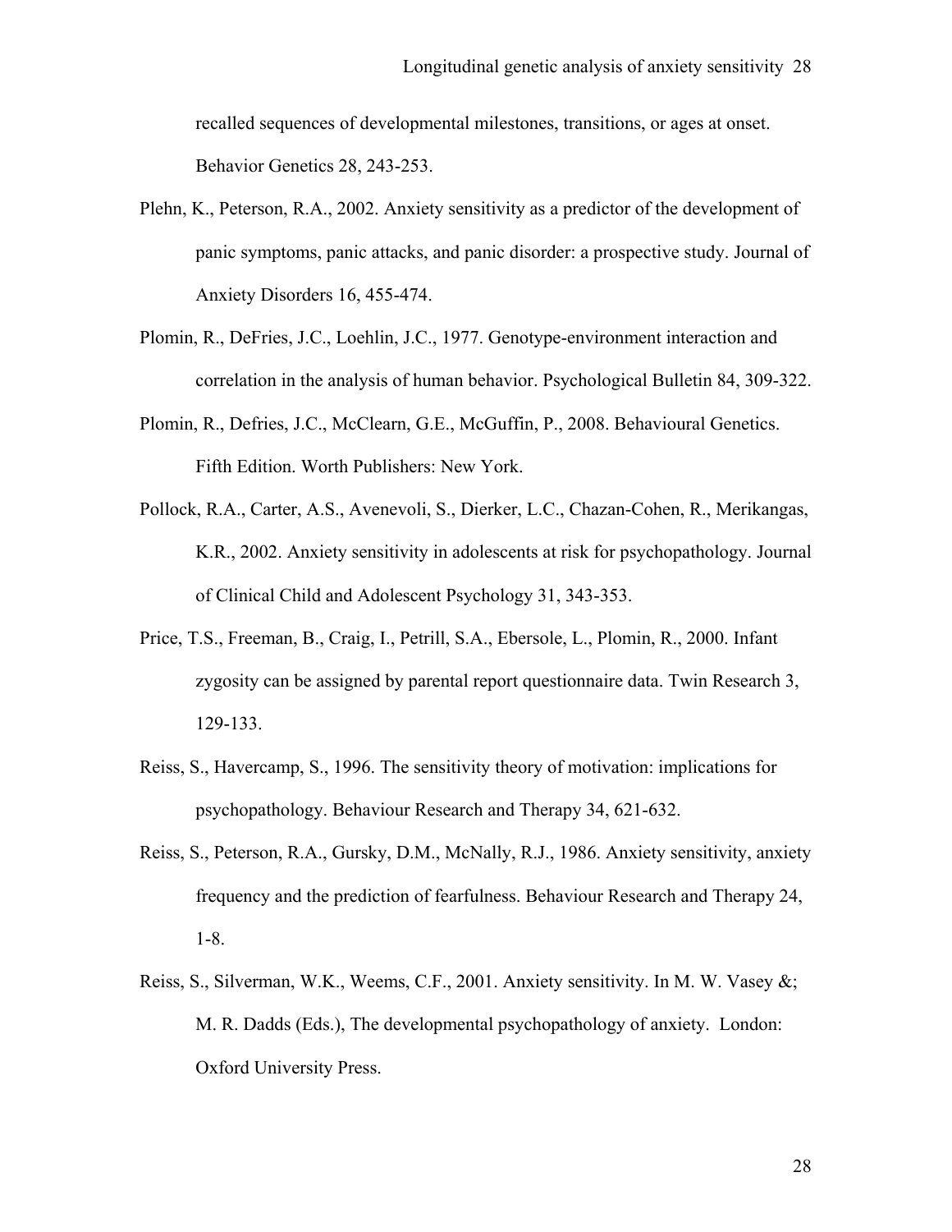recalled sequences of developmental milestones, transitions, or ages at onset. Behavior Genetics 28, 243-253.

Plehn, K., Peterson, R.A., 2002. Anxiety sensitivity as a predictor of the development of panic symptoms, panic attacks, and panic disorder: a prospective study. Journal of Anxiety Disorders 16, 455-474.

Plomin, R., DeFries, J.C., Loehlin, J.C., 1977. Genotype-environment interaction and correlation in the analysis of human behavior. Psychological Bulletin 84, 309-322.

Plomin, R., Defries, J.C., McClearn, G.E., McGuffin, P., 2008. Behavioural Genetics. Fifth Edition. Worth Publishers: New York.

Pollock, R.A., Carter, A.S., Avenevoli, S., Dierker, L.C., Chazan-Cohen, R., Merikangas, K.R., 2002. Anxiety sensitivity in adolescents at risk for psychopathology. Journal of Clinical Child and Adolescent Psychology 31, 343-353.

Price, T.S., Freeman, B., Craig, I., Petrill, S.A., Ebersole, L., Plomin, R., 2000. Infant zygosity can be assigned by parental report questionnaire data. Twin Research 3, 129-133.

Reiss, S., Havercamp, S., 1996. The sensitivity theory of motivation: implications for psychopathology. Behaviour Research and Therapy 34, 621-632.

Reiss, S., Peterson, R.A., Gursky, D.M., McNally, R.J., 1986. Anxiety sensitivity, anxiety frequency and the prediction of fearfulness. Behaviour Research and Therapy 24, 1-8.

Reiss, S., Silverman, W.K., Weems, C.F., 2001. Anxiety sensitivity. In M. W. Vasey &; M. R. Dadds (Eds.), The developmental psychopathology of anxiety. London: Oxford University Press.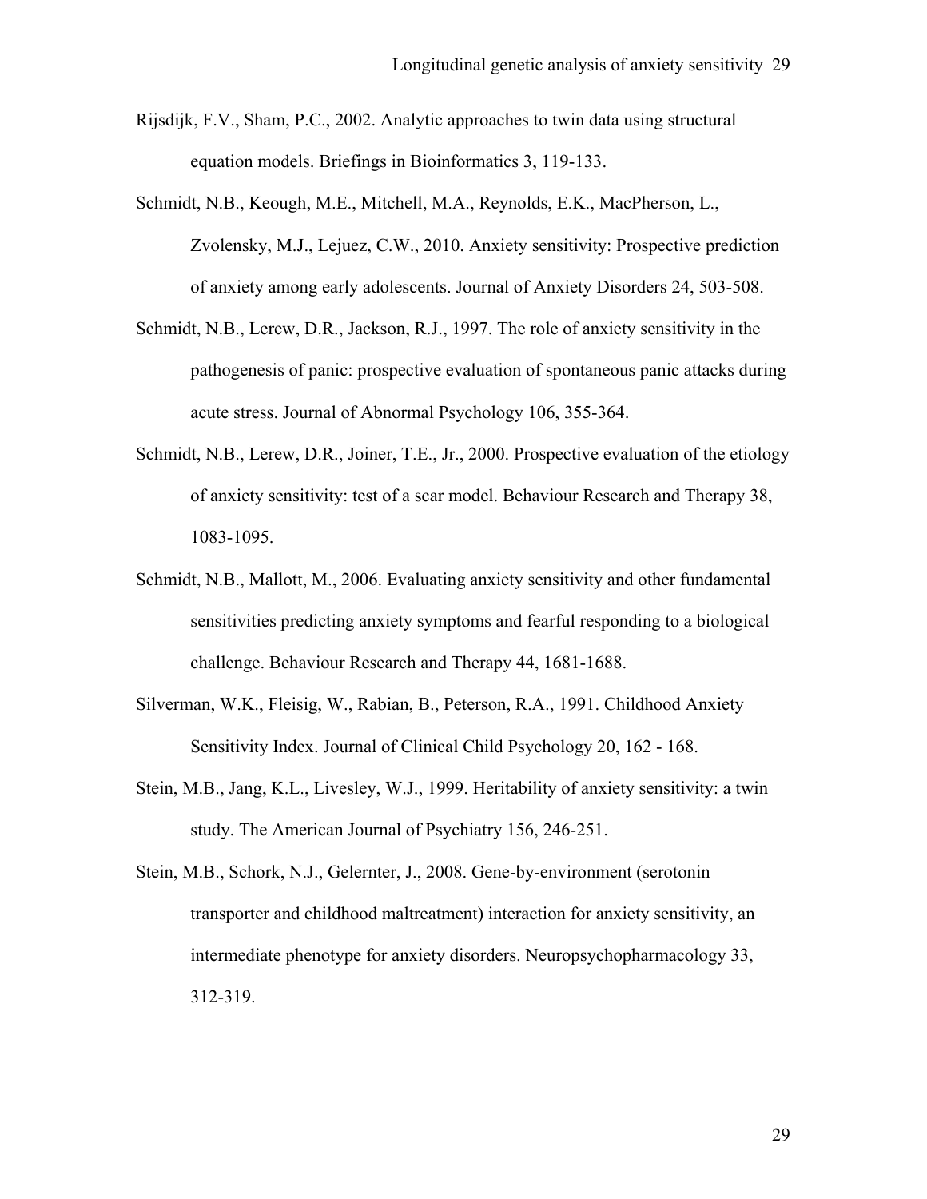Rijsdijk, F.V., Sham, P.C., 2002. Analytic approaches to twin data using structural equation models. Briefings in Bioinformatics 3, 119-133.

Schmidt, N.B., Keough, M.E., Mitchell, M.A., Reynolds, E.K., MacPherson, L., Zvolensky, M.J., Lejuez, C.W., 2010. Anxiety sensitivity: Prospective prediction of anxiety among early adolescents. Journal of Anxiety Disorders 24, 503-508.

Schmidt, N.B., Lerew, D.R., Jackson, R.J., 1997. The role of anxiety sensitivity in the pathogenesis of panic: prospective evaluation of spontaneous panic attacks during acute stress. Journal of Abnormal Psychology 106, 355-364.

Schmidt, N.B., Lerew, D.R., Joiner, T.E., Jr., 2000. Prospective evaluation of the etiology of anxiety sensitivity: test of a scar model. Behaviour Research and Therapy 38, 1083-1095.

Schmidt, N.B., Mallott, M., 2006. Evaluating anxiety sensitivity and other fundamental sensitivities predicting anxiety symptoms and fearful responding to a biological challenge. Behaviour Research and Therapy 44, 1681-1688.

Silverman, W.K., Fleisig, W., Rabian, B., Peterson, R.A., 1991. Childhood Anxiety Sensitivity Index. Journal of Clinical Child Psychology 20, 162 - 168.

Stein, M.B., Jang, K.L., Livesley, W.J., 1999. Heritability of anxiety sensitivity: a twin study. The American Journal of Psychiatry 156, 246-251.

Stein, M.B., Schork, N.J., Gelernter, J., 2008. Gene-by-environment (serotonin transporter and childhood maltreatment) interaction for anxiety sensitivity, an intermediate phenotype for anxiety disorders. Neuropsychopharmacology 33, 312-319.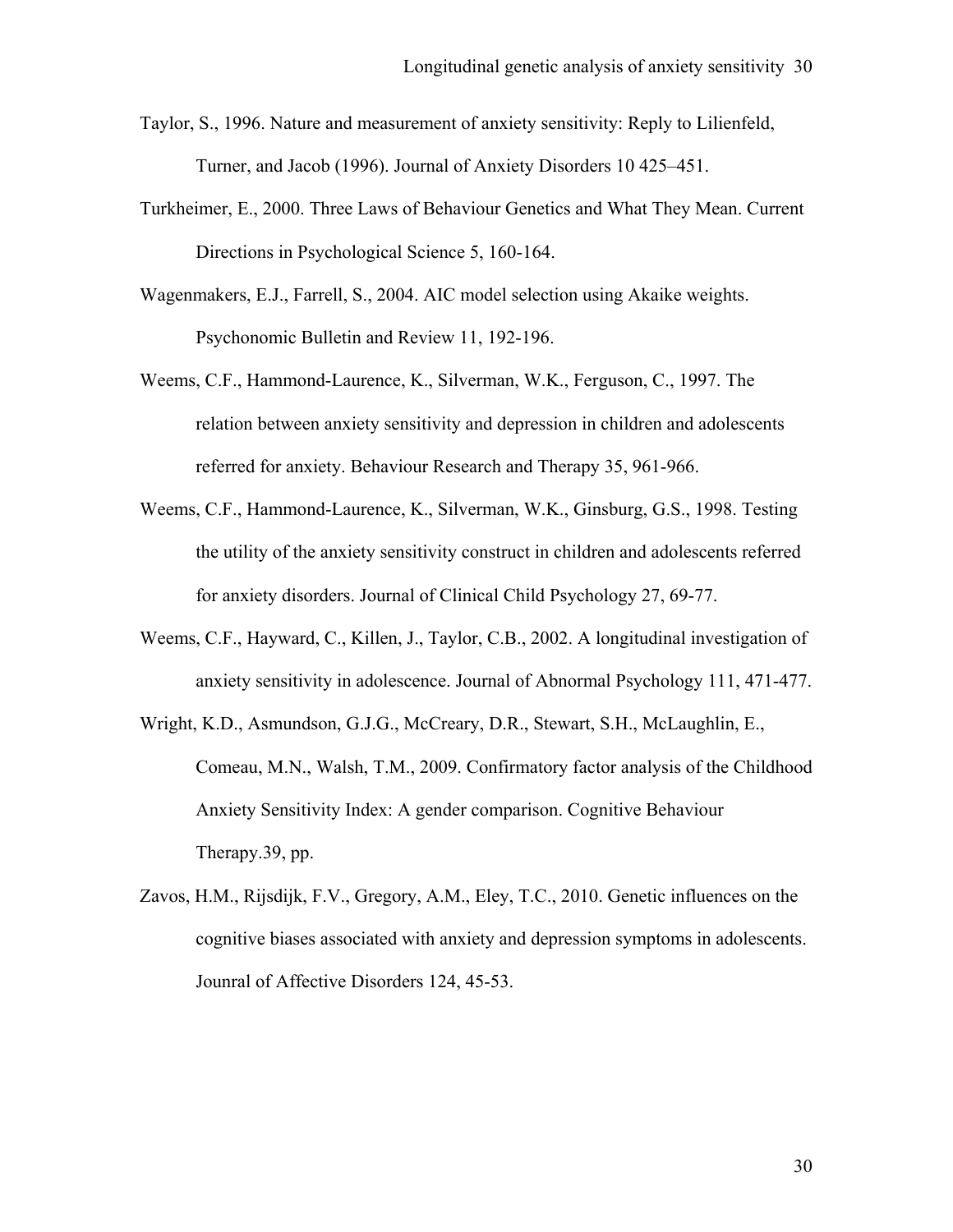Taylor, S., 1996. Nature and measurement of anxiety sensitivity: Reply to Lilienfeld, Turner, and Jacob (1996). Journal of Anxiety Disorders 10 425–451.

Turkheimer, E., 2000. Three Laws of Behaviour Genetics and What They Mean. Current Directions in Psychological Science 5, 160-164.

Wagenmakers, E.J., Farrell, S., 2004. AIC model selection using Akaike weights. Psychonomic Bulletin and Review 11, 192-196.

Weems, C.F., Hammond-Laurence, K., Silverman, W.K., Ferguson, C., 1997. The relation between anxiety sensitivity and depression in children and adolescents referred for anxiety. Behaviour Research and Therapy 35, 961-966.

Weems, C.F., Hammond-Laurence, K., Silverman, W.K., Ginsburg, G.S., 1998. Testing the utility of the anxiety sensitivity construct in children and adolescents referred for anxiety disorders. Journal of Clinical Child Psychology 27, 69-77.

Weems, C.F., Hayward, C., Killen, J., Taylor, C.B., 2002. A longitudinal investigation of anxiety sensitivity in adolescence. Journal of Abnormal Psychology 111, 471-477.

Wright, K.D., Asmundson, G.J.G., McCreary, D.R., Stewart, S.H., McLaughlin, E., Comeau, M.N., Walsh, T.M., 2009. Confirmatory factor analysis of the Childhood Anxiety Sensitivity Index: A gender comparison. Cognitive Behaviour Therapy.39, pp.

Zavos, H.M., Rijsdijk, F.V., Gregory, A.M., Eley, T.C., 2010. Genetic influences on the cognitive biases associated with anxiety and depression symptoms in adolescents. Jounral of Affective Disorders 124, 45-53.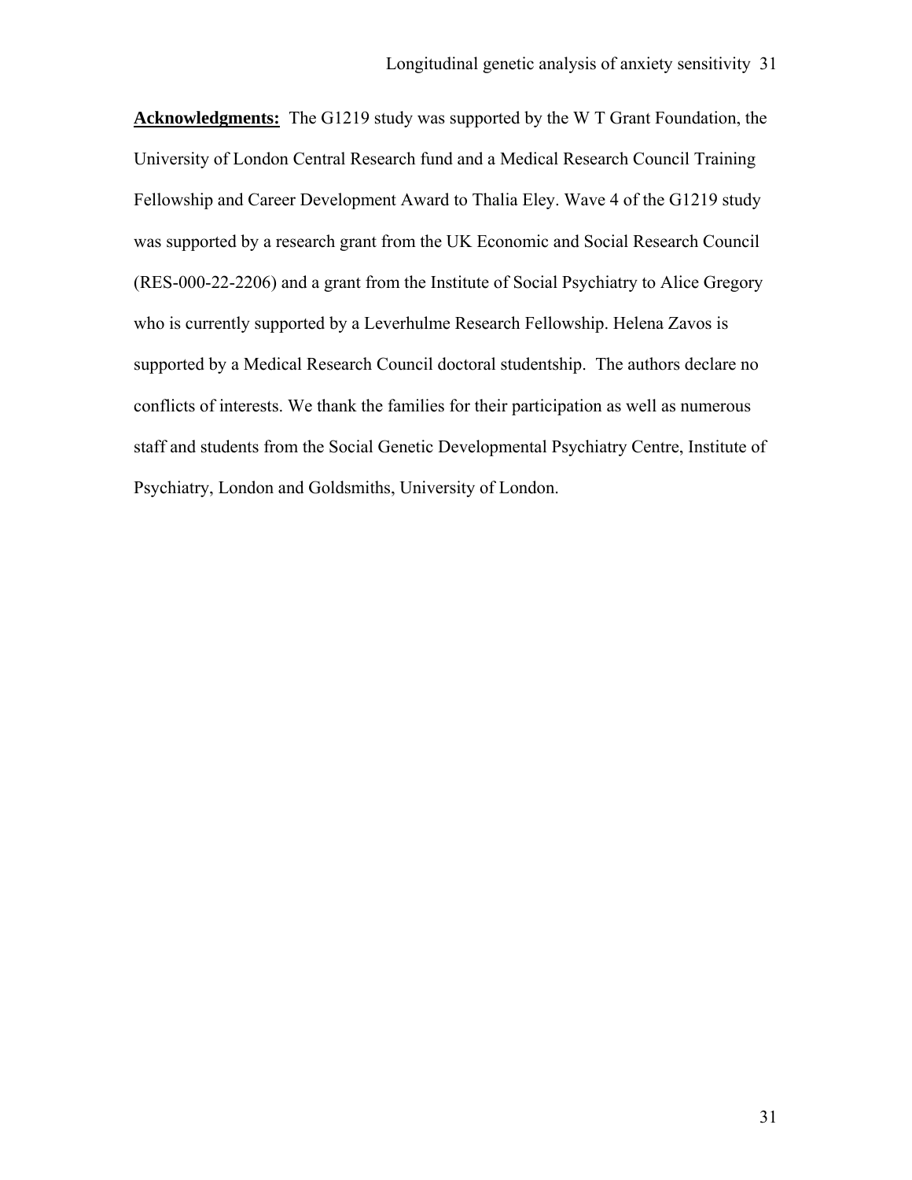**Acknowledgments:** The G1219 study was supported by the W T Grant Foundation, the University of London Central Research fund and a Medical Research Council Training Fellowship and Career Development Award to Thalia Eley. Wave 4 of the G1219 study was supported by a research grant from the UK Economic and Social Research Council (RES-000-22-2206) and a grant from the Institute of Social Psychiatry to Alice Gregory who is currently supported by a Leverhulme Research Fellowship. Helena Zavos is supported by a Medical Research Council doctoral studentship. The authors declare no conflicts of interests. We thank the families for their participation as well as numerous staff and students from the Social Genetic Developmental Psychiatry Centre, Institute of Psychiatry, London and Goldsmiths, University of London.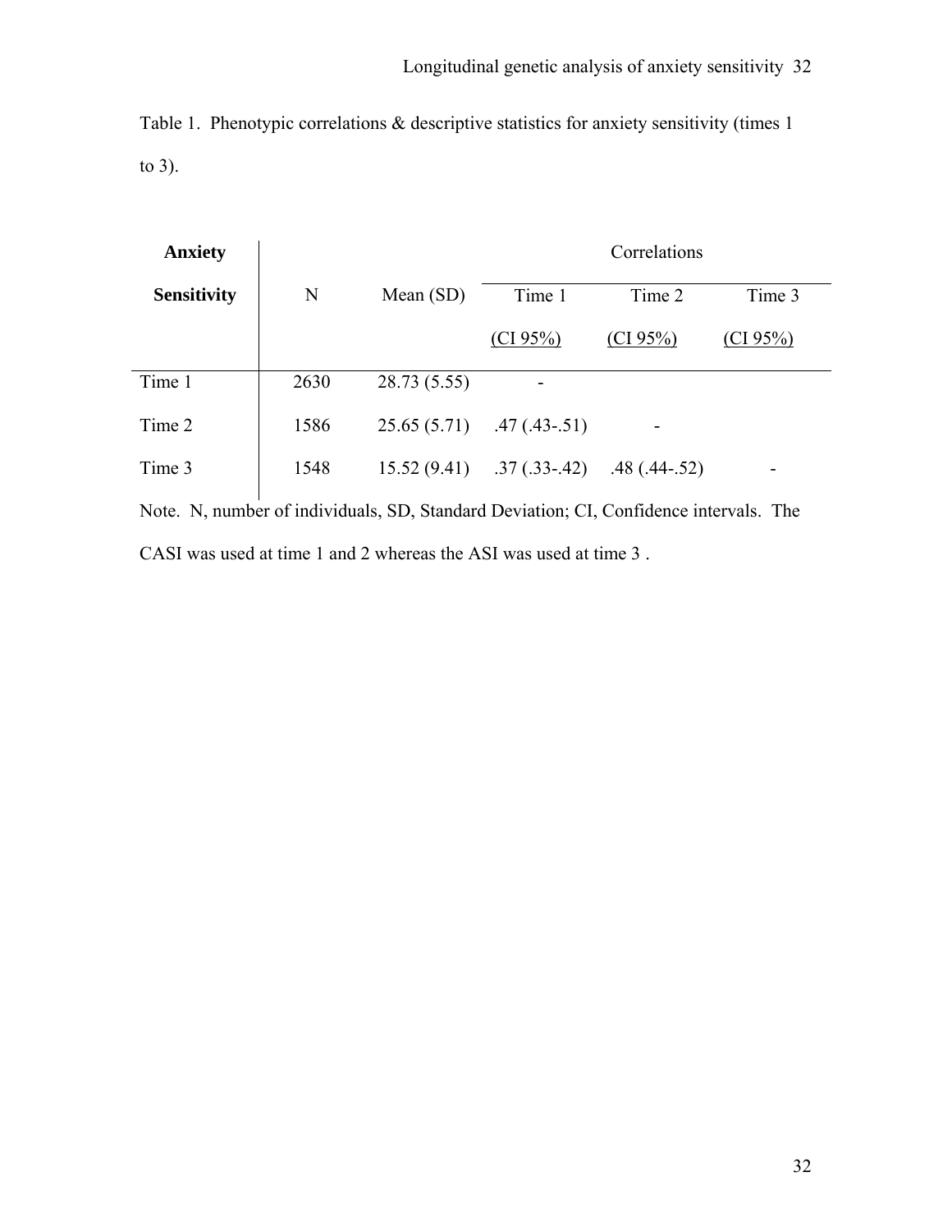Table 1. Phenotypic correlations & descriptive statistics for anxiety sensitivity (times 1 to 3).

| **Anxiety Sensitivity** | N | Mean (SD) | Correlations | | |
|---|---|---|---|---|---|
| | | | Time 1 (CI 95%) | Time 2 (CI 95%) | Time 3 (CI 95%) |
| Time 1 | 2630 | 28.73 (5.55) | - | | |
| Time 2 | 1586 | 25.65 (5.71) | .47 (.43-.51) | - | |
| Time 3 | 1548 | 15.52 (9.41) | .37 (.33-.42) | .48 (.44-.52) | - |

Note. N, number of individuals, SD, Standard Deviation; CI, Confidence intervals. The CASI was used at time 1 and 2 whereas the ASI was used at time 3 .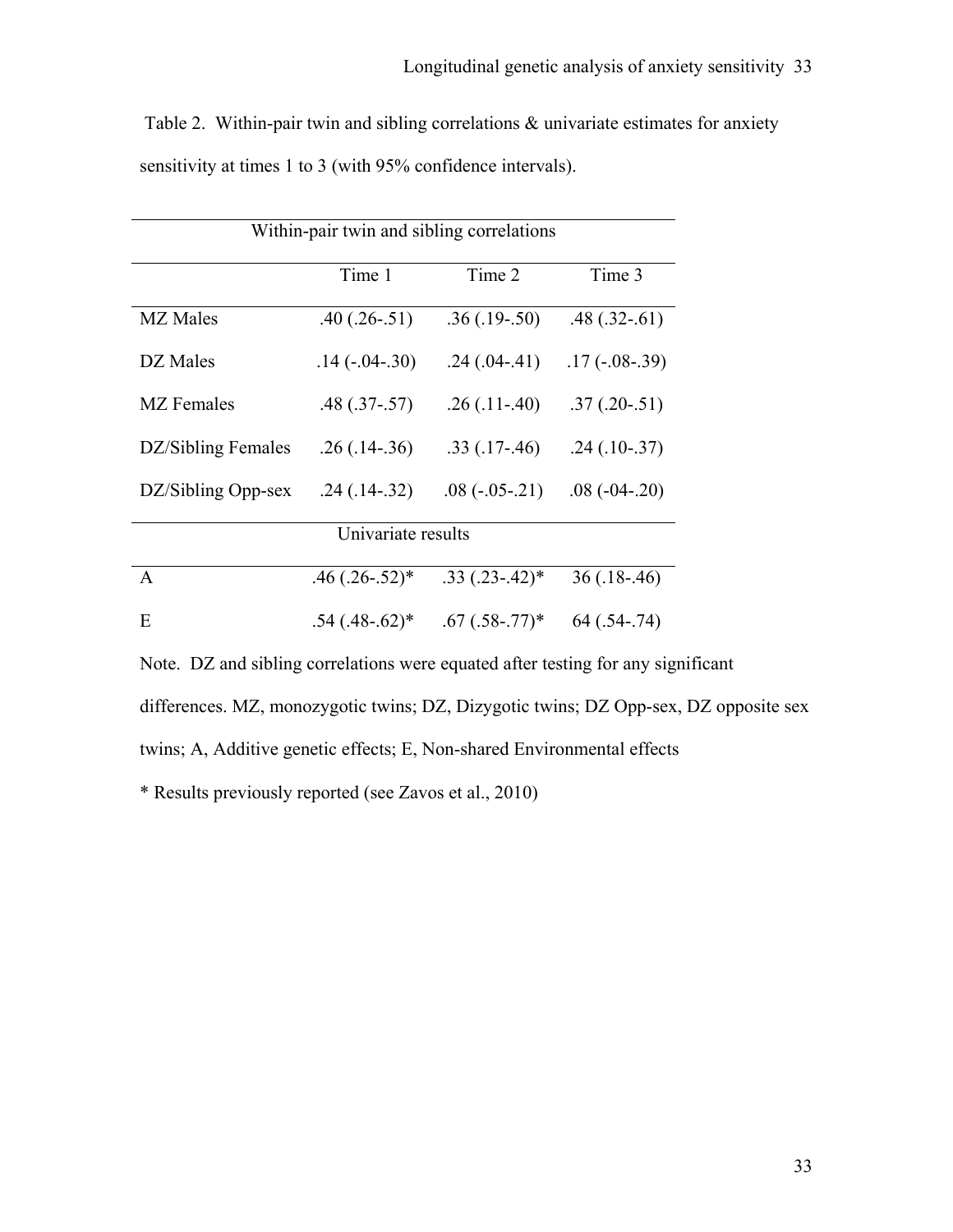Table 2. Within-pair twin and sibling correlations & univariate estimates for anxiety sensitivity at times 1 to 3 (with 95% confidence intervals).

| Within-pair twin and sibling correlations | | | |
|---|---|---|---|
| | Time 1 | Time 2 | Time 3 |
| MZ Males | .40 (.26-.51) | .36 (.19-.50) | .48 (.32-.61) |
| DZ Males | .14 (-.04-.30) | .24 (.04-.41) | .17 (-.08-.39) |
| MZ Females | .48 (.37-.57) | .26 (.11-.40) | .37 (.20-.51) |
| DZ/Sibling Females | .26 (.14-.36) | .33 (.17-.46) | .24 (.10-.37) |
| DZ/Sibling Opp-sex | .24 (.14-.32) | .08 (-.05-.21) | .08 (-04-.20) |
| Univariate results | | | |
| A | .46 (.26-.52)* | .33 (.23-.42)* | 36 (.18-.46) |
| E | .54 (.48-.62)* | .67 (.58-.77)* | 64 (.54-.74) |

Note. DZ and sibling correlations were equated after testing for any significant differences. MZ, monozygotic twins; DZ, Dizygotic twins; DZ Opp-sex, DZ opposite sex twins; A, Additive genetic effects; E, Non-shared Environmental effects

* Results previously reported (see Zavos et al., 2010)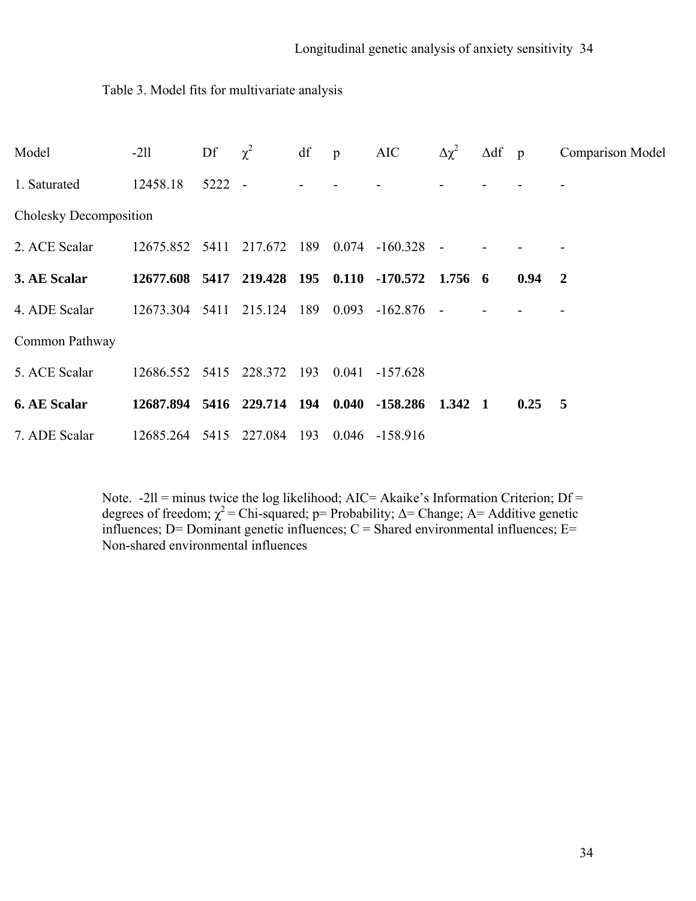Table 3. Model fits for multivariate analysis

| Model | -2ll | Df | $\chi^2$ | df | p | AIC | $\Delta\chi^2$ | $\Delta$df | p | Comparison Model |
|---|---|---|---|---|---|---|---|---|---|---|
| 1. Saturated | 12458.18 | 5222 | - | - | - | - | - | - | - | - |
| Cholesky Decomposition | | | | | | | | | | |
| 2. ACE Scalar | 12675.852 | 5411 | 217.672 | 189 | 0.074 | -160.328 | - | - | - | - |
| **3. AE Scalar** | **12677.608** | **5417** | **219.428** | **195** | **0.110** | **-170.572** | **1.756** | **6** | **0.94** | **2** |
| 4. ADE Scalar | 12673.304 | 5411 | 215.124 | 189 | 0.093 | -162.876 | - | - | - | - |
| Common Pathway | | | | | | | | | | |
| 5. ACE Scalar | 12686.552 | 5415 | 228.372 | 193 | 0.041 | -157.628 | | | | |
| **6. AE Scalar** | **12687.894** | **5416** | **229.714** | **194** | **0.040** | **-158.286** | **1.342** | **1** | **0.25** | **5** |
| 7. ADE Scalar | 12685.264 | 5415 | 227.084 | 193 | 0.046 | -158.916 | | | | |

Note. -2ll = minus twice the log likelihood; AIC= Akaike's Information Criterion; Df = degrees of freedom; $\chi^2$ = Chi-squared; p= Probability; $\Delta$= Change; A= Additive genetic influences; D= Dominant genetic influences; C = Shared environmental influences; E= Non-shared environmental influences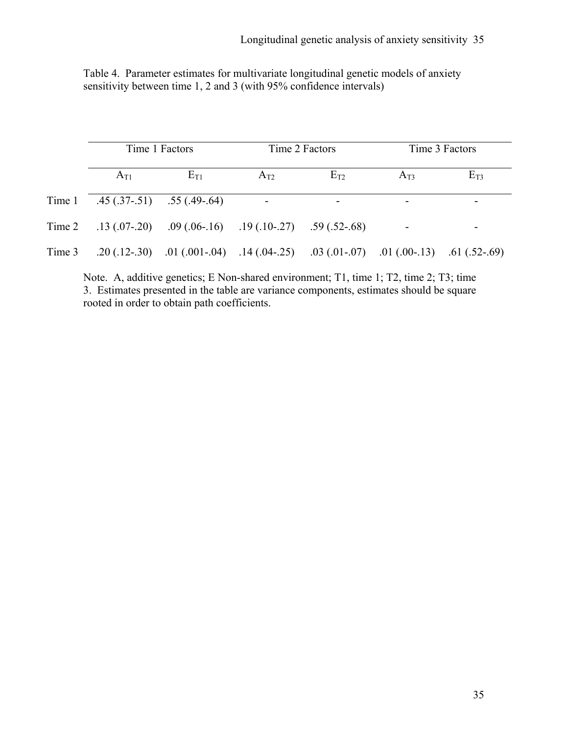Table 4. Parameter estimates for multivariate longitudinal genetic models of anxiety sensitivity between time 1, 2 and 3 (with 95% confidence intervals)

| | Time 1 Factors | | Time 2 Factors | | Time 3 Factors | |
|---|---|---|---|---|---|---|
| | $A_{T1}$ | $E_{T1}$ | $A_{T2}$ | $E_{T2}$ | $A_{T3}$ | $E_{T3}$ |
| Time 1 | .45 (.37-.51) | .55 (.49-.64) | - | - | - | - |
| Time 2 | .13 (.07-.20) | .09 (.06-.16) | .19 (.10-.27) | .59 (.52-.68) | - | - |
| Time 3 | .20 (.12-.30) | .01 (.001-.04) | .14 (.04-.25) | .03 (.01-.07) | .01 (.00-.13) | .61 (.52-.69) |

Note. A, additive genetics; E Non-shared environment; T1, time 1; T2, time 2; T3; time 3. Estimates presented in the table are variance components, estimates should be square rooted in order to obtain path coefficients.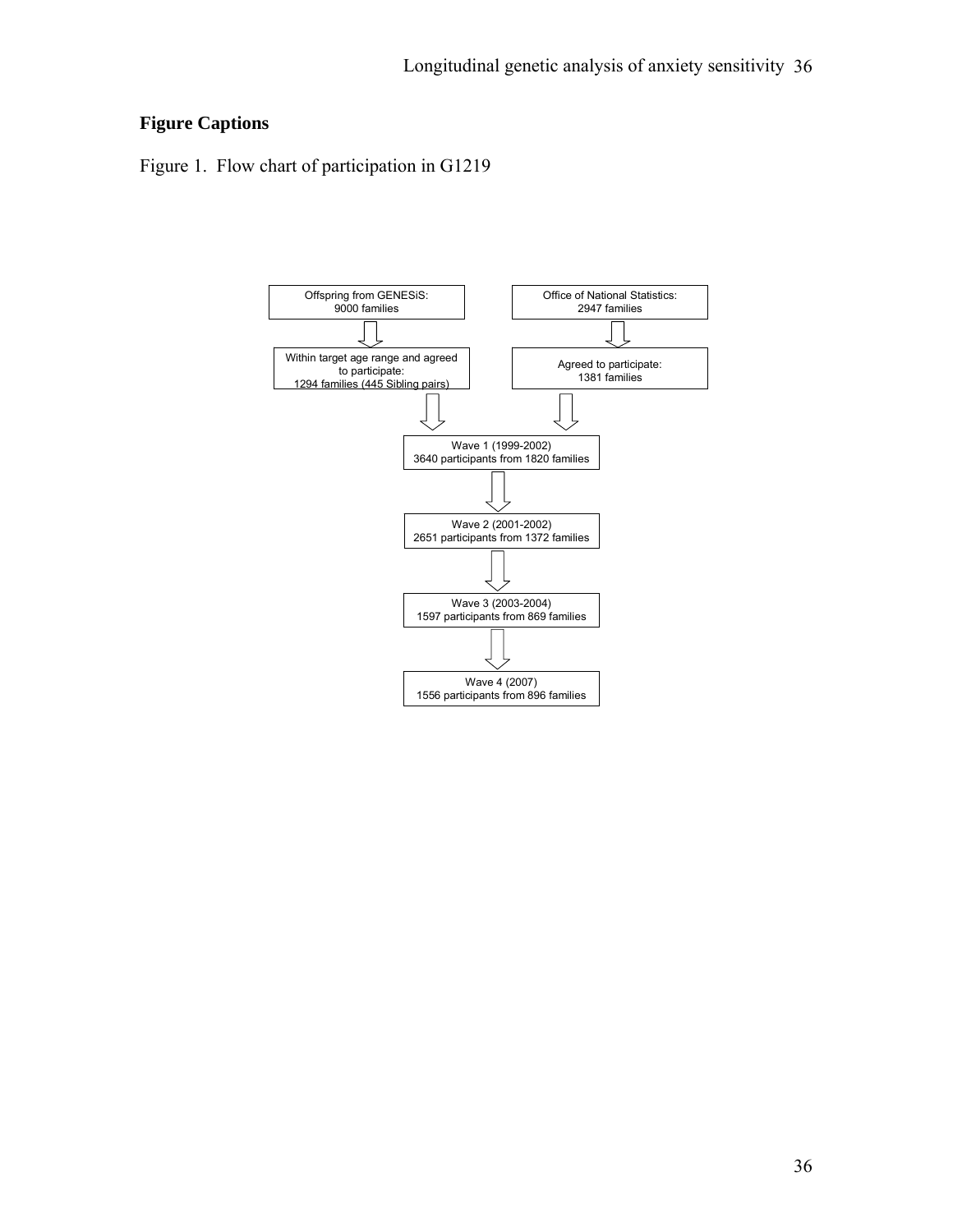## Figure Captions

Figure 1. Flow chart of participation in G1219

Offspring from GENESiS:
9000 families

Office of National Statistics:
2947 families

Within target age range and agreed to participate:
1294 families (445 Sibling pairs)

Agreed to participate:
1381 families

Wave 1 (1999-2002)
3640 participants from 1820 families

Wave 2 (2001-2002)
2651 participants from 1372 families

Wave 3 (2003-2004)
1597 participants from 869 families

Wave 4 (2007)
1556 participants from 896 families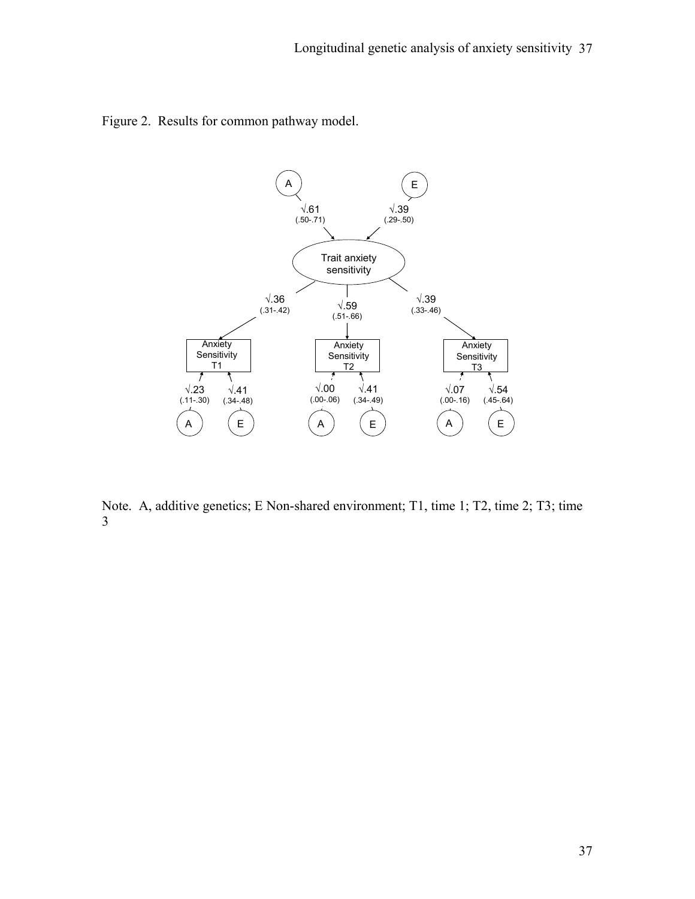Figure 2. Results for common pathway model.

A

E

√.61
(.50-.71)

√.39
(.29-.50)

Trait anxiety sensitivity

√.36
(.31-.42)

√.59
(.51-.66)

√.39
(.33-.46)

Anxiety Sensitivity T1

Anxiety Sensitivity T2

Anxiety Sensitivity T3

√.23
(.11-.30)

√.41
(.34-.48)

√.00
(.00-.06)

√.41
(.34-.49)

√.07
(.00-.16)

√.54
(.45-.64)

A

E

A

E

A

E

Note. A, additive genetics; E Non-shared environment; T1, time 1; T2, time 2; T3; time 3